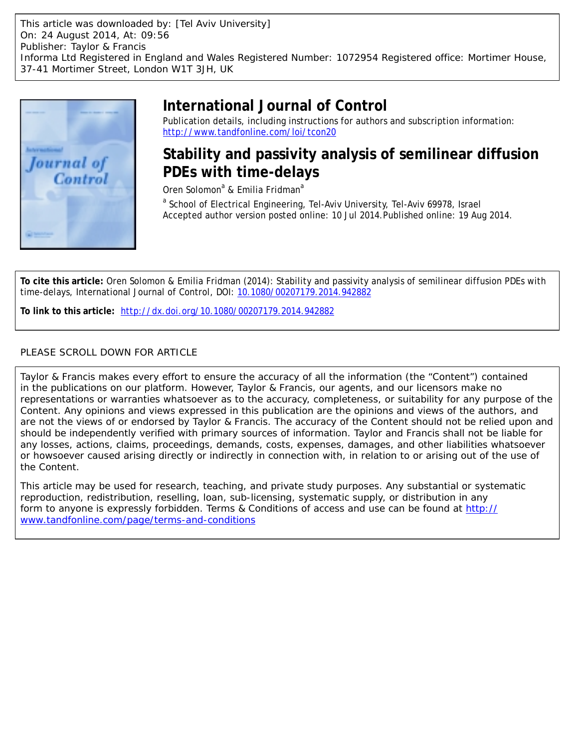This article was downloaded by: [Tel Aviv University]
On: 24 August 2014, At: 09:56
Publisher: Taylor & Francis
Informa Ltd Registered in England and Wales Registered Number: 1072954 Registered office: Mortimer House, 37-41 Mortimer Street, London W1T 3JH, UK

# International Journal of Control

Publication details, including instructions for authors and subscription information:
http://www.tandfonline.com/loi/tcon20

## Stability and passivity analysis of semilinear diffusion PDEs with time-delays

Oren Solomon[a] & Emilia Fridman[a]

[a] School of Electrical Engineering, Tel-Aviv University, Tel-Aviv 69978, Israel
Accepted author version posted online: 10 Jul 2014. Published online: 19 Aug 2014.

**To cite this article:** Oren Solomon & Emilia Fridman (2014): Stability and passivity analysis of semilinear diffusion PDEs with time-delays, International Journal of Control, DOI: 10.1080/00207179.2014.942882

**To link to this article:** http://dx.doi.org/10.1080/00207179.2014.942882

PLEASE SCROLL DOWN FOR ARTICLE

Taylor & Francis makes every effort to ensure the accuracy of all the information (the "Content") contained in the publications on our platform. However, Taylor & Francis, our agents, and our licensors make no representations or warranties whatsoever as to the accuracy, completeness, or suitability for any purpose of the Content. Any opinions and views expressed in this publication are the opinions and views of the authors, and are not the views of or endorsed by Taylor & Francis. The accuracy of the Content should not be relied upon and should be independently verified with primary sources of information. Taylor and Francis shall not be liable for any losses, actions, claims, proceedings, demands, costs, expenses, damages, and other liabilities whatsoever or howsoever caused arising directly or indirectly in connection with, in relation to or arising out of the use of the Content.

This article may be used for research, teaching, and private study purposes. Any substantial or systematic reproduction, redistribution, reselling, loan, sub-licensing, systematic supply, or distribution in any form to anyone is expressly forbidden. Terms & Conditions of access and use can be found at http://www.tandfonline.com/page/terms-and-conditions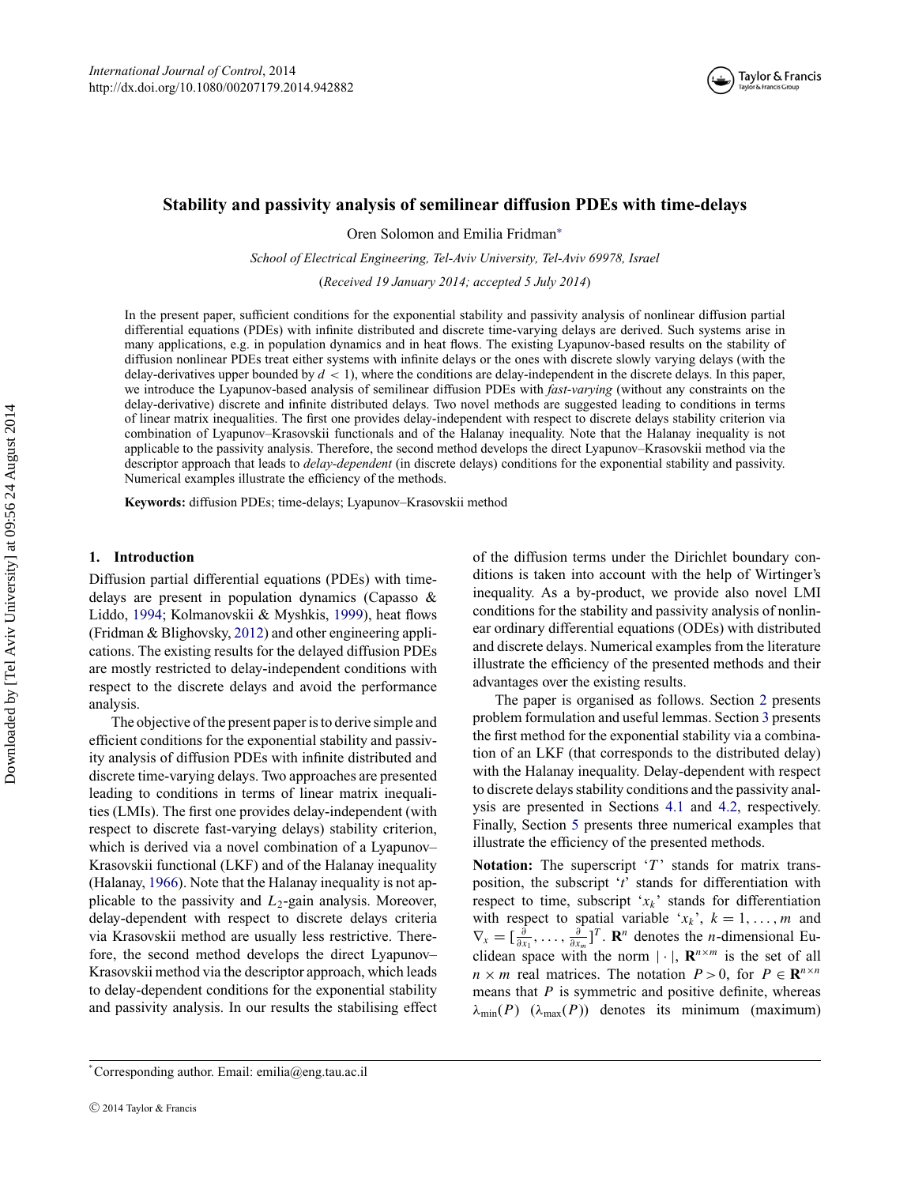# Stability and passivity analysis of semilinear diffusion PDEs with time-delays

Oren Solomon and Emilia Fridman*

*School of Electrical Engineering, Tel-Aviv University, Tel-Aviv 69978, Israel*

(*Received 19 January 2014; accepted 5 July 2014*)

In the present paper, sufficient conditions for the exponential stability and passivity analysis of nonlinear diffusion partial differential equations (PDEs) with infinite distributed and discrete time-varying delays are derived. Such systems arise in many applications, e.g. in population dynamics and in heat flows. The existing Lyapunov-based results on the stability of diffusion nonlinear PDEs treat either systems with infinite delays or the ones with discrete slowly varying delays (with the delay-derivatives upper bounded by $d < 1$), where the conditions are delay-independent in the discrete delays. In this paper, we introduce the Lyapunov-based analysis of semilinear diffusion PDEs with *fast-varying* (without any constraints on the delay-derivative) discrete and infinite distributed delays. Two novel methods are suggested leading to conditions in terms of linear matrix inequalities. The first one provides delay-independent with respect to discrete delays stability criterion via combination of Lyapunov–Krasovskii functionals and of the Halanay inequality. Note that the Halanay inequality is not applicable to the passivity analysis. Therefore, the second method develops the direct Lyapunov–Krasovskii method via the descriptor approach that leads to *delay-dependent* (in discrete delays) conditions for the exponential stability and passivity. Numerical examples illustrate the efficiency of the methods.

**Keywords:** diffusion PDEs; time-delays; Lyapunov–Krasovskii method

## 1. Introduction

Diffusion partial differential equations (PDEs) with time-delays are present in population dynamics (Capasso & Liddo, 1994; Kolmanovskii & Myshkis, 1999), heat flows (Fridman & Blighovsky, 2012) and other engineering applications. The existing results for the delayed diffusion PDEs are mostly restricted to delay-independent conditions with respect to the discrete delays and avoid the performance analysis.

The objective of the present paper is to derive simple and efficient conditions for the exponential stability and passivity analysis of diffusion PDEs with infinite distributed and discrete time-varying delays. Two approaches are presented leading to conditions in terms of linear matrix inequalities (LMIs). The first one provides delay-independent (with respect to discrete fast-varying delays) stability criterion, which is derived via a novel combination of a Lyapunov–Krasovskii functional (LKF) and of the Halanay inequality (Halanay, 1966). Note that the Halanay inequality is not applicable to the passivity and $L_2$-gain analysis. Moreover, delay-dependent with respect to discrete delays criteria via Krasovskii method are usually less restrictive. Therefore, the second method develops the direct Lyapunov–Krasovskii method via the descriptor approach, which leads to delay-dependent conditions for the exponential stability and passivity analysis. In our results the stabilising effect of the diffusion terms under the Dirichlet boundary conditions is taken into account with the help of Wirtinger's inequality. As a by-product, we provide also novel LMI conditions for the stability and passivity analysis of nonlinear ordinary differential equations (ODEs) with distributed and discrete delays. Numerical examples from the literature illustrate the efficiency of the presented methods and their advantages over the existing results.

The paper is organised as follows. Section 2 presents problem formulation and useful lemmas. Section 3 presents the first method for the exponential stability via a combination of an LKF (that corresponds to the distributed delay) with the Halanay inequality. Delay-dependent with respect to discrete delays stability conditions and the passivity analysis are presented in Sections 4.1 and 4.2, respectively. Finally, Section 5 presents three numerical examples that illustrate the efficiency of the presented methods.

**Notation:** The superscript '$T$' stands for matrix transposition, the subscript '$t$' stands for differentiation with respect to time, subscript '$x_k$' stands for differentiation with respect to spatial variable '$x_k$', $k = 1, \ldots, m$ and $\nabla_x = [\frac{\partial}{\partial x_1}, \ldots, \frac{\partial}{\partial x_m}]^T$. $\mathbf{R}^n$ denotes the $n$-dimensional Euclidean space with the norm $|\cdot|$, $\mathbf{R}^{n\times m}$ is the set of all $n \times m$ real matrices. The notation $P > 0$, for $P \in \mathbf{R}^{n\times n}$ means that $P$ is symmetric and positive definite, whereas $\lambda_{\min}(P)$ ($\lambda_{\max}(P)$) denotes its minimum (maximum)

*Corresponding author. Email: emilia@eng.tau.ac.il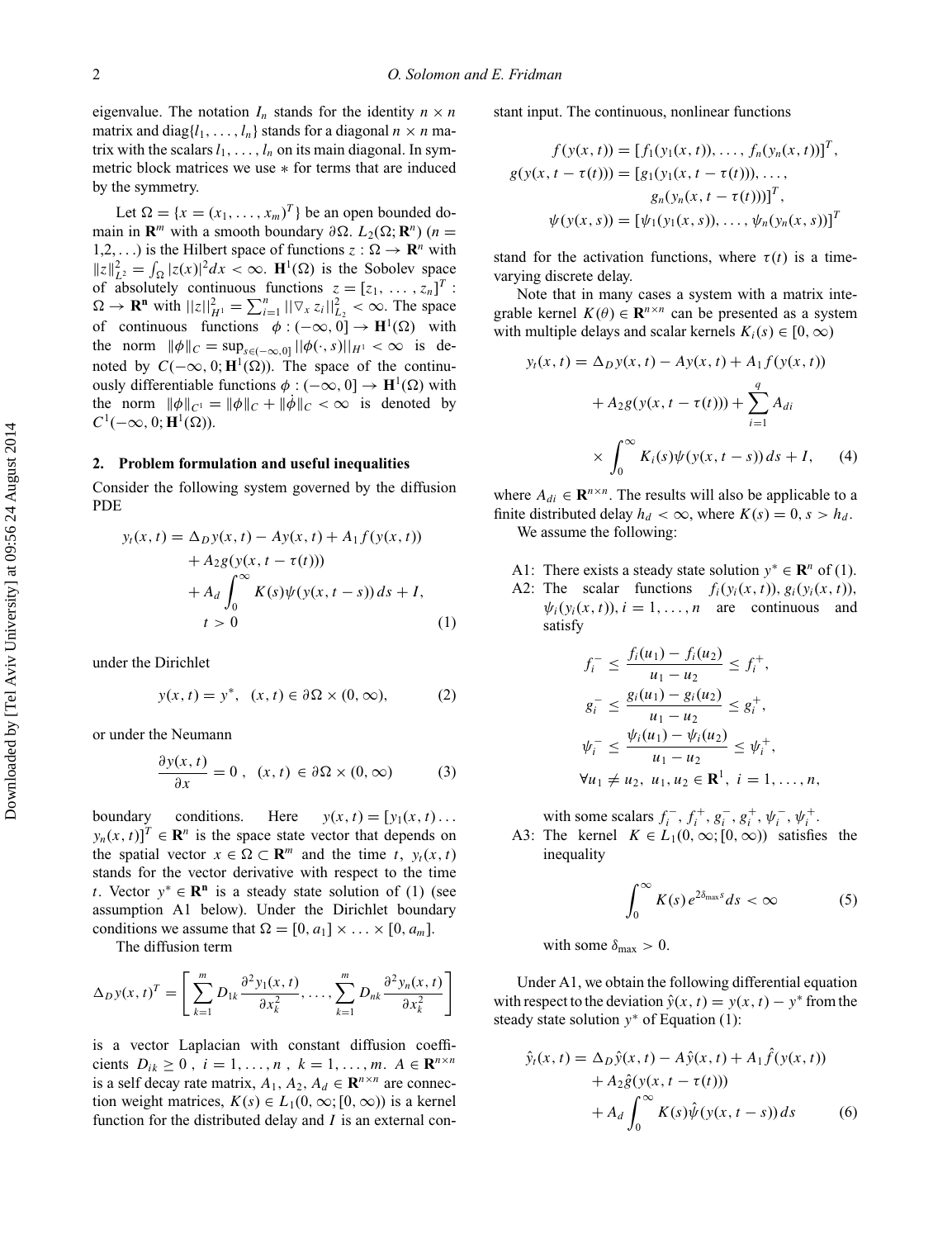eigenvalue. The notation $I_n$ stands for the identity $n \times n$ matrix and $\text{diag}\{l_1, \ldots, l_n\}$ stands for a diagonal $n \times n$ matrix with the scalars $l_1, \ldots, l_n$ on its main diagonal. In symmetric block matrices we use $*$ for terms that are induced by the symmetry.

Let $\Omega = \{x = (x_1, \ldots, x_m)^T\}$ be an open bounded domain in $\mathbf{R}^m$ with a smooth boundary $\partial\Omega$. $L_2(\Omega; \mathbf{R}^n)$ ($n = 1, 2, \ldots$) is the Hilbert space of functions $z : \Omega \to \mathbf{R}^n$ with $\|z\|_{L^2}^2 = \int_\Omega |z(x)|^2 dx < \infty$. $\mathbf{H}^1(\Omega)$ is the Sobolev space of absolutely continuous functions $z = [z_1, \ldots, z_n]^T : \Omega \to \mathbf{R}^n$ with $||z||_{H^1}^2 = \sum_{i=1}^n ||\nabla_x z_i||_{L_2}^2 < \infty$. The space of continuous functions $\phi : (-\infty, 0] \to \mathbf{H}^1(\Omega)$ with the norm $\|\phi\|_C = \sup_{s \in (-\infty, 0]} ||\phi(\cdot, s)||_{H^1} < \infty$ is denoted by $C(-\infty, 0; \mathbf{H}^1(\Omega))$. The space of the continuously differentiable functions $\phi : (-\infty, 0] \to \mathbf{H}^1(\Omega)$ with the norm $\|\phi\|_{C^1} = \|\phi\|_C + \|\dot{\phi}\|_C < \infty$ is denoted by $C^1(-\infty, 0; \mathbf{H}^1(\Omega))$.

## 2. Problem formulation and useful inequalities

Consider the following system governed by the diffusion PDE

$$
\begin{aligned}
y_t(x,t) = {} & \Delta_D y(x,t) - Ay(x,t) + A_1 f(y(x,t)) \\
& + A_2 g(y(x, t - \tau(t))) \\
& + A_d \int_0^\infty K(s) \psi(y(x, t-s))\, ds + I, \\
& t > 0
\end{aligned}
\tag{1}
$$

under the Dirichlet

$$
y(x,t) = y^*, \quad (x,t) \in \partial\Omega \times (0, \infty), \tag{2}
$$

or under the Neumann

$$
\frac{\partial y(x,t)}{\partial x} = 0\,, \quad (x,t) \in \partial\Omega \times (0,\infty) \tag{3}
$$

boundary conditions. Here $y(x,t) = [y_1(x,t) \ldots y_n(x,t)]^T \in \mathbf{R}^n$ is the space state vector that depends on the spatial vector $x \in \Omega \subset \mathbf{R}^m$ and the time $t$, $y_t(x,t)$ stands for the vector derivative with respect to the time $t$. Vector $y^* \in \mathbf{R}^n$ is a steady state solution of (1) (see assumption A1 below). Under the Dirichlet boundary conditions we assume that $\Omega = [0, a_1] \times \ldots \times [0, a_m]$.

The diffusion term

$$
\Delta_D y(x,t)^T = \left[ \sum_{k=1}^m D_{1k} \frac{\partial^2 y_1(x,t)}{\partial x_k^2}, \ldots, \sum_{k=1}^m D_{nk} \frac{\partial^2 y_n(x,t)}{\partial x_k^2} \right]
$$

is a vector Laplacian with constant diffusion coefficients $D_{ik} \geq 0$ , $i = 1, \ldots, n$ , $k = 1, \ldots, m$. $A \in \mathbf{R}^{n\times n}$ is a self decay rate matrix, $A_1, A_2, A_d \in \mathbf{R}^{n\times n}$ are connection weight matrices, $K(s) \in L_1(0, \infty; [0, \infty))$ is a kernel function for the distributed delay and $I$ is an external constant input. The continuous, nonlinear functions

$$
\begin{aligned}
f(y(x,t)) &= [f_1(y_1(x,t)), \ldots, f_n(y_n(x,t))]^T, \\
g(y(x, t-\tau(t))) &= [g_1(y_1(x, t-\tau(t))), \ldots, \\
&\qquad g_n(y_n(x, t-\tau(t)))]^T, \\
\psi(y(x,s)) &= [\psi_1(y_1(x,s)), \ldots, \psi_n(y_n(x,s))]^T
\end{aligned}
$$

stand for the activation functions, where $\tau(t)$ is a time-varying discrete delay.

Note that in many cases a system with a matrix integrable kernel $K(\theta) \in \mathbf{R}^{n\times n}$ can be presented as a system with multiple delays and scalar kernels $K_i(s) \in [0, \infty)$

$$
\begin{aligned}
y_t(x,t) = {} & \Delta_D y(x,t) - Ay(x,t) + A_1 f(y(x,t)) \\
& + A_2 g(y(x, t-\tau(t))) + \sum_{i=1}^q A_{di} \\
& \times \int_0^\infty K_i(s) \psi(y(x, t-s))\, ds + I,
\end{aligned}
\tag{4}
$$

where $A_{di} \in \mathbf{R}^{n\times n}$. The results will also be applicable to a finite distributed delay $h_d < \infty$, where $K(s) = 0$, $s > h_d$.

We assume the following:

- A1: There exists a steady state solution $y^* \in \mathbf{R}^n$ of (1).
- A2: The scalar functions $f_i(y_i(x,t)), g_i(y_i(x,t)), \psi_i(y_i(x,t)), i = 1, \ldots, n$ are continuous and satisfy

$$
\begin{aligned}
& f_i^- \leq \frac{f_i(u_1) - f_i(u_2)}{u_1 - u_2} \leq f_i^+, \\
& g_i^- \leq \frac{g_i(u_1) - g_i(u_2)}{u_1 - u_2} \leq g_i^+, \\
& \psi_i^- \leq \frac{\psi_i(u_1) - \psi_i(u_2)}{u_1 - u_2} \leq \psi_i^+, \\
& \forall u_1 \neq u_2,\ u_1, u_2 \in \mathbf{R}^1,\ i = 1, \ldots, n,
\end{aligned}
$$

  with some scalars $f_i^-, f_i^+, g_i^-, g_i^+, \psi_i^-, \psi_i^+$.
- A3: The kernel $K \in L_1(0, \infty; [0, \infty))$ satisfies the inequality

$$
\int_0^\infty K(s) e^{2\delta_{\max} s} ds < \infty \tag{5}
$$

  with some $\delta_{\max} > 0$.

Under A1, we obtain the following differential equation with respect to the deviation $\hat{y}(x,t) = y(x,t) - y^*$ from the steady state solution $y^*$ of Equation (1):

$$
\begin{aligned}
\hat{y}_t(x,t) = {} & \Delta_D \hat{y}(x,t) - A\hat{y}(x,t) + A_1 \hat{f}(y(x,t)) \\
& + A_2 \hat{g}(y(x, t-\tau(t))) \\
& + A_d \int_0^\infty K(s) \hat{\psi}(y(x, t-s))\, ds
\end{aligned}
\tag{6}
$$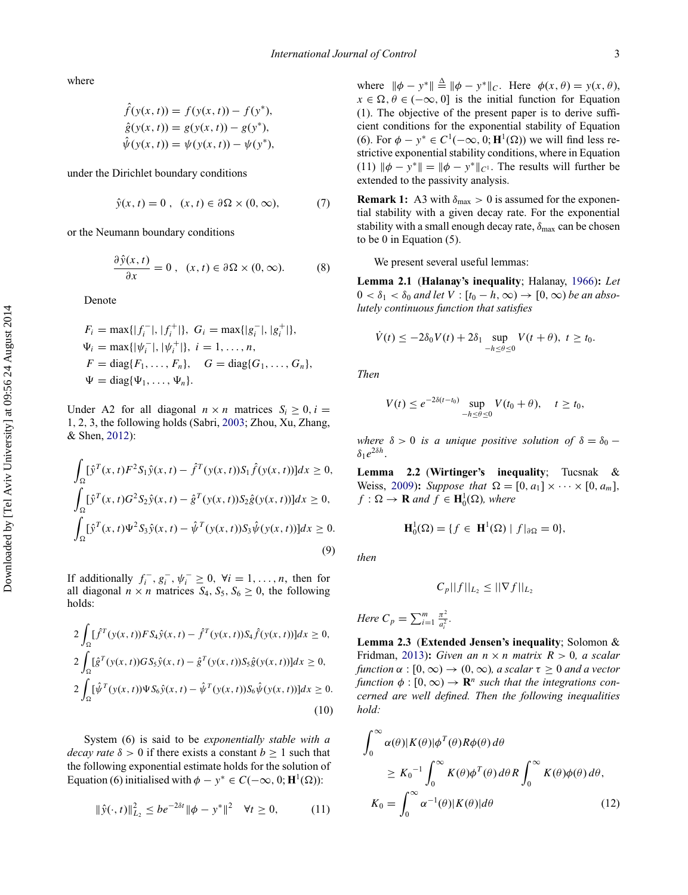where

$$\hat{f}(y(x,t)) = f(y(x,t)) - f(y^*),$$
$$\hat{g}(y(x,t)) = g(y(x,t)) - g(y^*),$$
$$\hat{\psi}(y(x,t)) = \psi(y(x,t)) - \psi(y^*),$$

under the Dirichlet boundary conditions

$$\hat{y}(x,t) = 0\,,\quad (x,t) \in \partial\Omega \times (0,\infty), \tag{7}$$

or the Neumann boundary conditions

$$\frac{\partial \hat{y}(x,t)}{\partial x} = 0\,,\quad (x,t) \in \partial\Omega \times (0,\infty). \tag{8}$$

Denote

$$F_i = \max\{|f_i^-|, |f_i^+|\},\ G_i = \max\{|g_i^-|, |g_i^+|\},$$
$$\Psi_i = \max\{|\psi_i^-|, |\psi_i^+|\},\ i = 1, \ldots, n,$$
$$F = \text{diag}\{F_1, \ldots, F_n\}, \quad G = \text{diag}\{G_1, \ldots, G_n\},$$
$$\Psi = \text{diag}\{\Psi_1, \ldots, \Psi_n\}.$$

Under A2 for all diagonal $n \times n$ matrices $S_i \geq 0, i = 1, 2, 3$, the following holds (Sabri, 2003; Zhou, Xu, Zhang, & Shen, 2012):

$$\int_\Omega [\hat{y}^T(x,t)F^2 S_1 \hat{y}(x,t) - \hat{f}^T(y(x,t))S_1 \hat{f}(y(x,t))]dx \geq 0,$$
$$\int_\Omega [\hat{y}^T(x,t)G^2 S_2 \hat{y}(x,t) - \hat{g}^T(y(x,t))S_2 \hat{g}(y(x,t))]dx \geq 0,$$
$$\int_\Omega [\hat{y}^T(x,t)\Psi^2 S_3 \hat{y}(x,t) - \hat{\psi}^T(y(x,t))S_3 \hat{\psi}(y(x,t))]dx \geq 0. \tag{9}$$

If additionally $f_i^-, g_i^-, \psi_i^- \geq 0,\ \forall i = 1, \ldots, n$, then for all diagonal $n \times n$ matrices $S_4, S_5, S_6 \geq 0$, the following holds:

$$2\int_\Omega [\hat{f}^T(y(x,t))F S_4 \hat{y}(x,t) - \hat{f}^T(y(x,t))S_4 \hat{f}(y(x,t))]dx \geq 0,$$
$$2\int_\Omega [\hat{g}^T(y(x,t))G S_5 \hat{y}(x,t) - \hat{g}^T(y(x,t))S_5 \hat{g}(y(x,t))]dx \geq 0,$$
$$2\int_\Omega [\hat{\psi}^T(y(x,t))\Psi S_6 \hat{y}(x,t) - \hat{\psi}^T(y(x,t))S_6 \hat{\psi}(y(x,t))]dx \geq 0. \tag{10}$$

System (6) is said to be *exponentially stable with a decay rate* $\delta > 0$ if there exists a constant $b \geq 1$ such that the following exponential estimate holds for the solution of Equation (6) initialised with $\phi - y^* \in C(-\infty, 0; \mathbf{H}^1(\Omega))$:

$$\|\hat{y}(\cdot,t)\|_{L_2}^2 \leq b e^{-2\delta t}\|\phi - y^*\|^2 \quad \forall t \geq 0, \tag{11}$$

where $\|\phi - y^*\| \triangleq \|\phi - y^*\|_C$. Here $\phi(x,\theta) = y(x,\theta)$, $x \in \Omega, \theta \in (-\infty, 0]$ is the initial function for Equation (1). The objective of the present paper is to derive sufficient conditions for the exponential stability of Equation (6). For $\phi - y^* \in C^1(-\infty, 0; \mathbf{H}^1(\Omega))$ we will find less restrictive exponential stability conditions, where in Equation (11) $\|\phi - y^*\| = \|\phi - y^*\|_{C^1}$. The results will further be extended to the passivity analysis.

**Remark 1:** A3 with $\delta_{\max} > 0$ is assumed for the exponential stability with a given decay rate. For the exponential stability with a small enough decay rate, $\delta_{\max}$ can be chosen to be 0 in Equation (5).

We present several useful lemmas:

**Lemma 2.1** (**Halanay's inequality**; Halanay, 1966)**:** *Let* $0 < \delta_1 < \delta_0$ *and let* $V : [t_0 - h, \infty) \to [0, \infty)$ *be an absolutely continuous function that satisfies*

$$\dot{V}(t) \leq -2\delta_0 V(t) + 2\delta_1 \sup_{-h \leq \theta \leq 0} V(t+\theta),\ t \geq t_0.$$

*Then*

$$V(t) \leq e^{-2\delta(t-t_0)} \sup_{-h \leq \theta \leq 0} V(t_0 + \theta), \quad t \geq t_0,$$

*where* $\delta > 0$ *is a unique positive solution of* $\delta = \delta_0 - \delta_1 e^{2\delta h}$.

**Lemma 2.2** (**Wirtinger's inequality**; Tucsnak & Weiss, 2009)**:** *Suppose that* $\Omega = [0, a_1] \times \cdots \times [0, a_m]$, $f : \Omega \to \mathbf{R}$ *and* $f \in \mathbf{H}_0^1(\Omega)$, *where*

$$\mathbf{H}_0^1(\Omega) = \{f \in \mathbf{H}^1(\Omega) \mid f|_{\partial\Omega} = 0\},$$

*then*

$$C_p ||f||_{L_2} \leq ||\nabla f||_{L_2}$$

*Here* $C_p = \sum_{i=1}^m \frac{\pi^2}{a_i^2}$.

**Lemma 2.3** (**Extended Jensen's inequality**; Solomon & Fridman, 2013)**:** *Given an* $n \times n$ *matrix* $R > 0$, *a scalar function* $\alpha : [0, \infty) \to (0, \infty)$, *a scalar* $\tau \geq 0$ *and a vector function* $\phi : [0, \infty) \to \mathbf{R}^n$ *such that the integrations concerned are well defined. Then the following inequalities hold:*

$$\int_0^\infty \alpha(\theta)|K(\theta)|\phi^T(\theta)R\phi(\theta)\,d\theta$$
$$\geq K_0^{-1}\int_0^\infty K(\theta)\phi^T(\theta)\,d\theta\, R \int_0^\infty K(\theta)\phi(\theta)\,d\theta,$$
$$K_0 = \int_0^\infty \alpha^{-1}(\theta)|K(\theta)|d\theta \tag{12}$$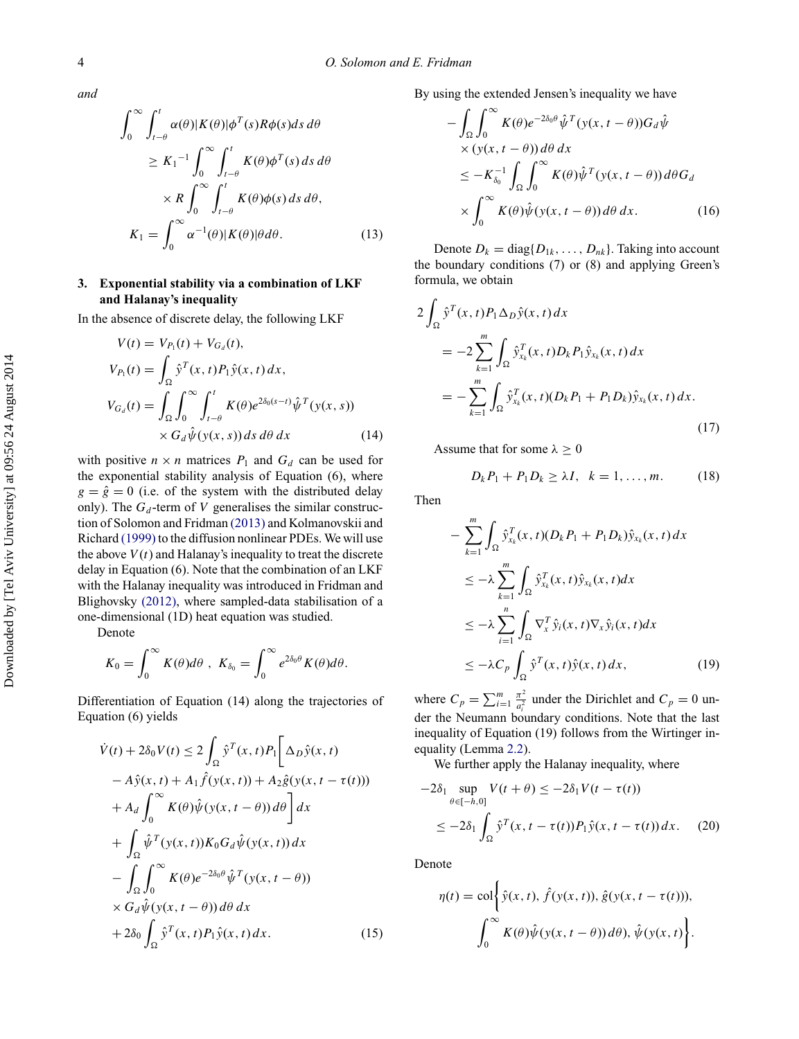*and*

$$
\begin{aligned}
&\int_0^\infty \int_{t-\theta}^t \alpha(\theta)|K(\theta)|\phi^T(s)R\phi(s)ds\, d\theta \\
&\quad \geq K_1{}^{-1}\int_0^\infty \int_{t-\theta}^t K(\theta)\phi^T(s)\, ds\, d\theta \\
&\qquad \times R\int_0^\infty \int_{t-\theta}^t K(\theta)\phi(s)\, ds\, d\theta, \\
&K_1 = \int_0^\infty \alpha^{-1}(\theta)|K(\theta)|\theta d\theta. \qquad (13)
\end{aligned}
$$

## 3. Exponential stability via a combination of LKF and Halanay's inequality

In the absence of discrete delay, the following LKF

$$
\begin{aligned}
V(t) &= V_{P_1}(t) + V_{G_d}(t), \\
V_{P_1}(t) &= \int_\Omega \hat{y}^T(x,t)P_1\hat{y}(x,t)\, dx, \\
V_{G_d}(t) &= \int_\Omega \int_0^\infty \int_{t-\theta}^t K(\theta)e^{2\delta_0(s-t)}\hat{\psi}^T(y(x,s)) \\
&\quad \times G_d\hat{\psi}(y(x,s))\, ds\, d\theta\, dx \qquad (14)
\end{aligned}
$$

with positive $n \times n$ matrices $P_1$ and $G_d$ can be used for the exponential stability analysis of Equation (6), where $g = \hat{g} = 0$ (i.e. of the system with the distributed delay only). The $G_d$-term of $V$ generalises the similar construction of Solomon and Fridman (2013) and Kolmanovskii and Richard (1999) to the diffusion nonlinear PDEs. We will use the above $V(t)$ and Halanay's inequality to treat the discrete delay in Equation (6). Note that the combination of an LKF with the Halanay inequality was introduced in Fridman and Blighovsky (2012), where sampled-data stabilisation of a one-dimensional (1D) heat equation was studied.

Denote

$$
K_0 = \int_0^\infty K(\theta)d\theta\ ,\ K_{\delta_0} = \int_0^\infty e^{2\delta_0\theta}K(\theta)d\theta.
$$

Differentiation of Equation (14) along the trajectories of Equation (6) yields

$$
\begin{aligned}
\dot{V}(t) + 2\delta_0 V(t) &\leq 2\int_\Omega \hat{y}^T(x,t)P_1\Bigg[\Delta_D\hat{y}(x,t) \\
&\quad - A\hat{y}(x,t) + A_1\hat{f}(y(x,t)) + A_2\hat{g}(y(x,t-\tau(t))) \\
&\quad + A_d\int_0^\infty K(\theta)\hat{\psi}(y(x,t-\theta))\, d\theta\Bigg] dx \\
&\quad + \int_\Omega \hat{\psi}^T(y(x,t))K_0G_d\hat{\psi}(y(x,t))\, dx \\
&\quad - \int_\Omega\int_0^\infty K(\theta)e^{-2\delta_0\theta}\hat{\psi}^T(y(x,t-\theta)) \\
&\quad \times G_d\hat{\psi}(y(x,t-\theta))\, d\theta\, dx \\
&\quad + 2\delta_0\int_\Omega \hat{y}^T(x,t)P_1\hat{y}(x,t)\, dx. \qquad (15)
\end{aligned}
$$

By using the extended Jensen's inequality we have

$$
\begin{aligned}
&-\int_\Omega\int_0^\infty K(\theta)e^{-2\delta_0\theta}\hat{\psi}^T(y(x,t-\theta))G_d\hat{\psi} \\
&\quad \times (y(x,t-\theta))\, d\theta\, dx \\
&\leq -K_{\delta_0}^{-1}\int_\Omega\int_0^\infty K(\theta)\hat{\psi}^T(y(x,t-\theta))\, d\theta G_d \\
&\quad \times \int_0^\infty K(\theta)\hat{\psi}(y(x,t-\theta))\, d\theta\, dx. \qquad (16)
\end{aligned}
$$

Denote $D_k = \operatorname{diag}\{D_{1k}, \ldots, D_{nk}\}$. Taking into account the boundary conditions (7) or (8) and applying Green's formula, we obtain

$$
\begin{aligned}
&2\int_\Omega \hat{y}^T(x,t)P_1\Delta_D\hat{y}(x,t)\, dx \\
&\quad = -2\sum_{k=1}^m\int_\Omega \hat{y}_{x_k}^T(x,t)D_kP_1\hat{y}_{x_k}(x,t)\, dx \\
&\quad = -\sum_{k=1}^m\int_\Omega \hat{y}_{x_k}^T(x,t)(D_kP_1 + P_1D_k)\hat{y}_{x_k}(x,t)\, dx. \qquad (17)
\end{aligned}
$$

Assume that for some $\lambda \geq 0$

$$
D_kP_1 + P_1D_k \geq \lambda I,\quad k = 1,\ldots,m. \qquad (18)
$$

Then

$$
\begin{aligned}
&-\sum_{k=1}^m\int_\Omega \hat{y}_{x_k}^T(x,t)(D_kP_1 + P_1D_k)\hat{y}_{x_k}(x,t)\, dx \\
&\quad \leq -\lambda\sum_{k=1}^m\int_\Omega \hat{y}_{x_k}^T(x,t)\hat{y}_{x_k}(x,t)dx \\
&\quad \leq -\lambda\sum_{i=1}^n\int_\Omega \nabla_x^T\hat{y}_i(x,t)\nabla_x\hat{y}_i(x,t)dx \\
&\quad \leq -\lambda C_p\int_\Omega \hat{y}^T(x,t)\hat{y}(x,t)\, dx, \qquad (19)
\end{aligned}
$$

where $C_p = \sum_{i=1}^m \frac{\pi^2}{a_i^2}$ under the Dirichlet and $C_p = 0$ under the Neumann boundary conditions. Note that the last inequality of Equation (19) follows from the Wirtinger inequality (Lemma 2.2).

We further apply the Halanay inequality, where

$$
\begin{aligned}
-2\delta_1 \sup_{\theta\in[-h,0]} V(t+\theta) &\leq -2\delta_1 V(t-\tau(t)) \\
&\leq -2\delta_1\int_\Omega \hat{y}^T(x,t-\tau(t))P_1\hat{y}(x,t-\tau(t))\, dx. \qquad (20)
\end{aligned}
$$

Denote

$$
\begin{aligned}
\eta(t) = \operatorname{col}\Bigg\{&\hat{y}(x,t), \hat{f}(y(x,t)), \hat{g}(y(x,t-\tau(t))), \\
&\int_0^\infty K(\theta)\hat{\psi}(y(x,t-\theta))\, d\theta), \hat{\psi}(y(x,t)\Bigg\}.
\end{aligned}
$$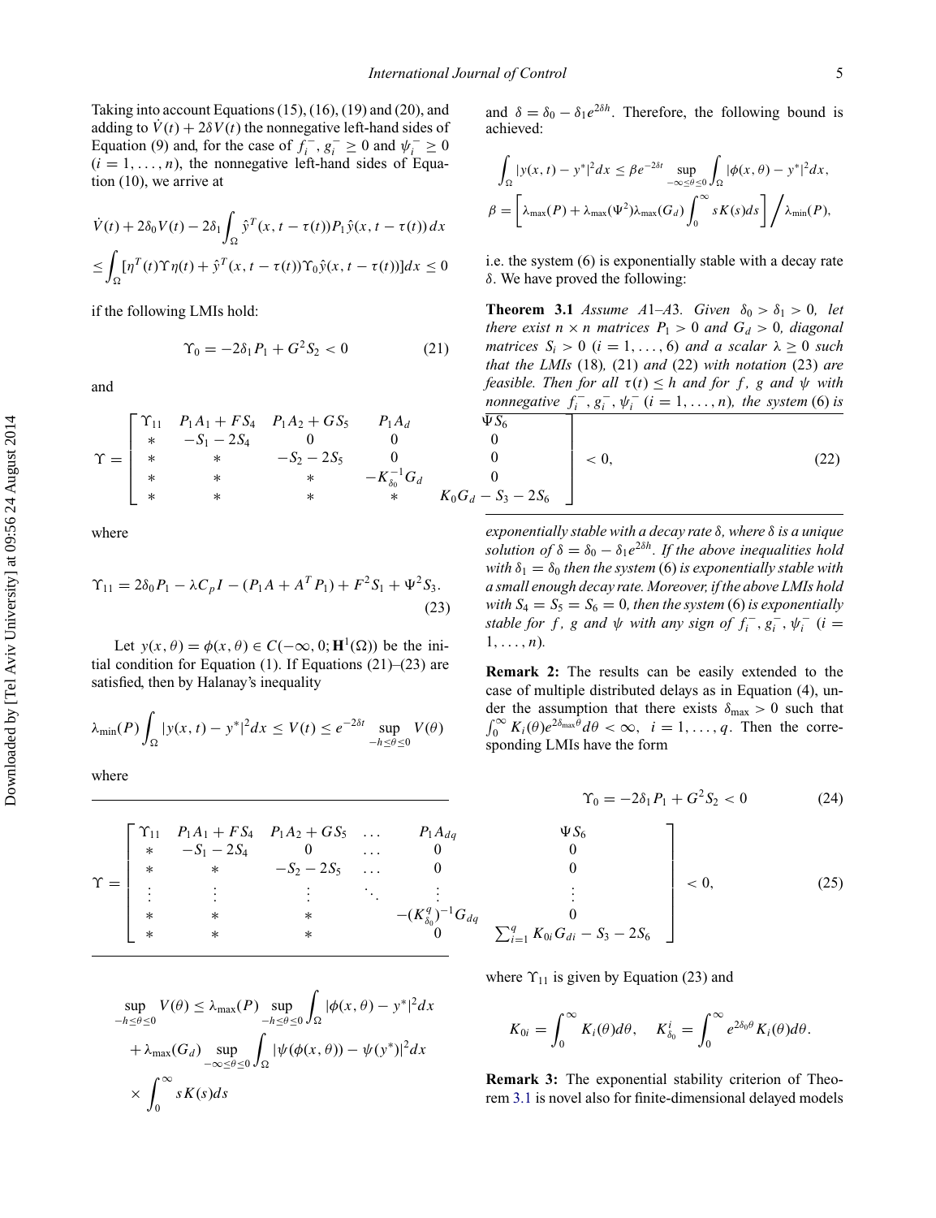Taking into account Equations (15), (16), (19) and (20), and adding to $\dot{V}(t) + 2\delta V(t)$ the nonnegative left-hand sides of Equation (9) and, for the case of $f_i^-, g_i^- \geq 0$ and $\psi_i^- \geq 0$ $(i = 1, \ldots, n)$, the nonnegative left-hand sides of Equation (10), we arrive at

$$\dot{V}(t) + 2\delta_0 V(t) - 2\delta_1 \int_\Omega \hat{y}^T(x, t - \tau(t)) P_1 \hat{y}(x, t - \tau(t))\, dx$$
$$\leq \int_\Omega [\eta^T(t) \Upsilon \eta(t) + \hat{y}^T(x, t - \tau(t)) \Upsilon_0 \hat{y}(x, t - \tau(t))] dx \leq 0$$

if the following LMIs hold:

$$\Upsilon_0 = -2\delta_1 P_1 + G^2 S_2 < 0 \tag{21}$$

and

$$\Upsilon = \begin{bmatrix} \Upsilon_{11} & P_1 A_1 + F S_4 & P_1 A_2 + G S_5 & P_1 A_d & \Psi S_6 \\ * & -S_1 - 2S_4 & 0 & 0 & 0 \\ * & * & -S_2 - 2S_5 & 0 & 0 \\ * & * & * & -K_{\delta_0}^{-1} G_d & 0 \\ * & * & * & * & K_0 G_d - S_3 - 2S_6 \end{bmatrix} < 0, \tag{22}$$

where

$$\Upsilon_{11} = 2\delta_0 P_1 - \lambda C_p I - (P_1 A + A^T P_1) + F^2 S_1 + \Psi^2 S_3. \tag{23}$$

Let $y(x, \theta) = \phi(x, \theta) \in C(-\infty, 0; \mathbf{H}^1(\Omega))$ be the initial condition for Equation (1). If Equations (21)–(23) are satisfied, then by Halanay's inequality

$$\lambda_{\min}(P) \int_\Omega |y(x, t) - y^*|^2 dx \leq V(t) \leq e^{-2\delta t} \sup_{-h \leq \theta \leq 0} V(\theta)$$

where

$$\sup_{-h \leq \theta \leq 0} V(\theta) \leq \lambda_{\max}(P) \sup_{-h \leq \theta \leq 0} \int_\Omega |\phi(x, \theta) - y^*|^2 dx$$
$$+ \lambda_{\max}(G_d) \sup_{-\infty \leq \theta \leq 0} \int_\Omega |\psi(\phi(x, \theta)) - \psi(y^*)|^2 dx$$
$$\times \int_0^\infty s K(s) ds$$

and $\delta = \delta_0 - \delta_1 e^{2\delta h}$. Therefore, the following bound is achieved:

$$\int_\Omega |y(x, t) - y^*|^2 dx \leq \beta e^{-2\delta t} \sup_{-\infty \leq \theta \leq 0} \int_\Omega |\phi(x, \theta) - y^*|^2 dx,$$
$$\beta = \left[ \lambda_{\max}(P) + \lambda_{\max}(\Psi^2) \lambda_{\max}(G_d) \int_0^\infty s K(s) ds \right] \Big/ \lambda_{\min}(P),$$

i.e. the system (6) is exponentially stable with a decay rate $\delta$. We have proved the following:

**Theorem 3.1** *Assume A1–A3. Given $\delta_0 > \delta_1 > 0$, let there exist $n \times n$ matrices $P_1 > 0$ and $G_d > 0$, diagonal matrices $S_i > 0$ $(i = 1, \ldots, 6)$ and a scalar $\lambda \geq 0$ such that the LMIs (18), (21) and (22) with notation (23) are feasible. Then for all $\tau(t) \leq h$ and for $f$, $g$ and $\psi$ with nonnegative $f_i^-, g_i^-, \psi_i^-$ $(i = 1, \ldots, n)$, the system (6) is exponentially stable with a decay rate $\delta$, where $\delta$ is a unique solution of $\delta = \delta_0 - \delta_1 e^{2\delta h}$. If the above inequalities hold with $\delta_1 = \delta_0$ then the system (6) is exponentially stable with a small enough decay rate. Moreover, if the above LMIs hold with $S_4 = S_5 = S_6 = 0$, then the system (6) is exponentially stable for $f$, $g$ and $\psi$ with any sign of $f_i^-, g_i^-, \psi_i^-$ $(i = 1, \ldots, n)$.*

**Remark 2:** The results can be easily extended to the case of multiple distributed delays as in Equation (4), under the assumption that there exists $\delta_{\max} > 0$ such that $\int_0^\infty K_i(\theta) e^{2\delta_{\max}\theta} d\theta < \infty$, $i = 1, \ldots, q$. Then the corresponding LMIs have the form

$$\Upsilon_0 = -2\delta_1 P_1 + G^2 S_2 < 0 \tag{24}$$

$$\Upsilon = \begin{bmatrix} \Upsilon_{11} & P_1 A_1 + F S_4 & P_1 A_2 + G S_5 & \ldots & P_1 A_{dq} & \Psi S_6 \\ * & -S_1 - 2S_4 & 0 & \ldots & 0 & 0 \\ * & * & -S_2 - 2S_5 & \ldots & 0 & 0 \\ \vdots & \vdots & \vdots & \ddots & \vdots & \vdots \\ * & * & * & & -(K_{\delta_0}^q)^{-1} G_{dq} & 0 \\ * & * & * & & 0 & \sum_{i=1}^q K_{0i} G_{di} - S_3 - 2S_6 \end{bmatrix} < 0, \tag{25}$$

where $\Upsilon_{11}$ is given by Equation (23) and

$$K_{0i} = \int_0^\infty K_i(\theta) d\theta, \quad K_{\delta_0}^i = \int_0^\infty e^{2\delta_0 \theta} K_i(\theta) d\theta.$$

**Remark 3:** The exponential stability criterion of Theorem 3.1 is novel also for finite-dimensional delayed models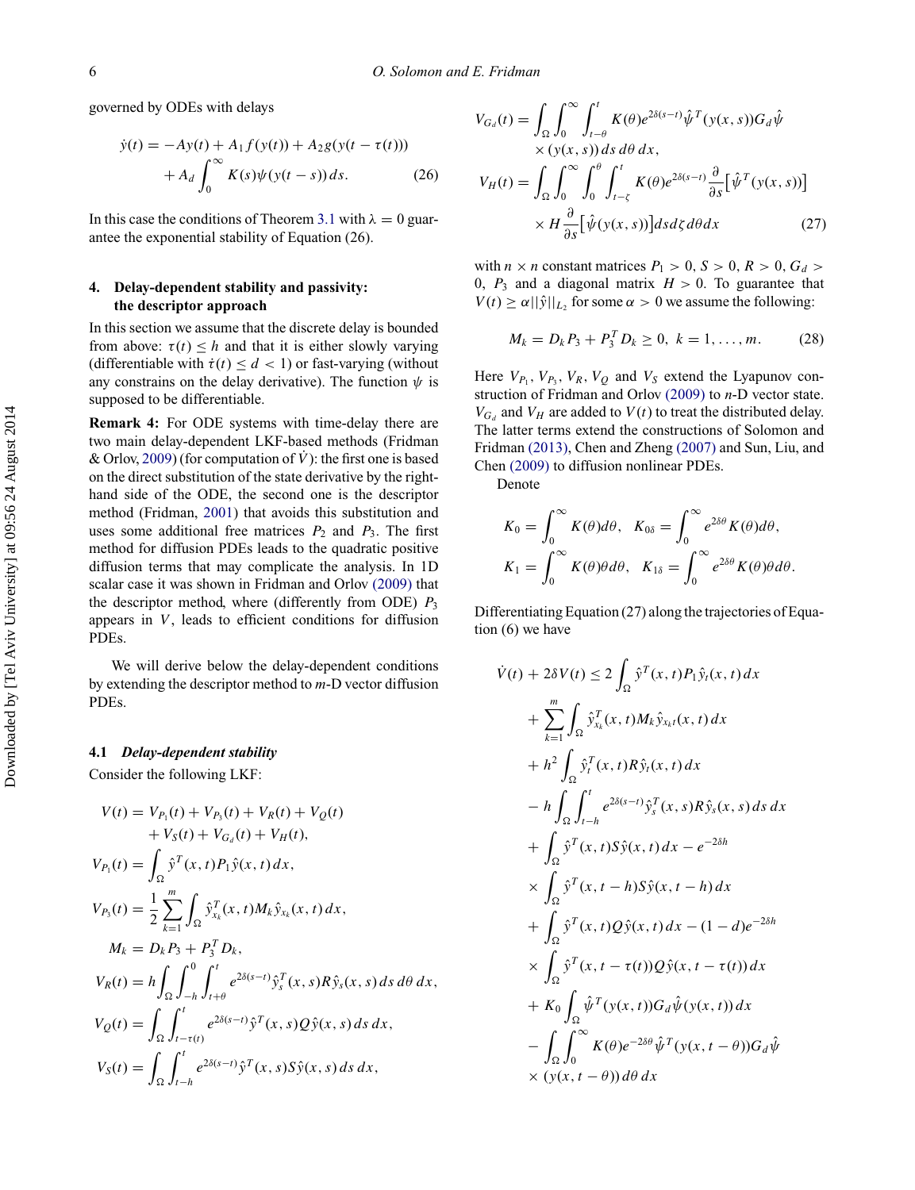governed by ODEs with delays

$$\dot{y}(t) = -Ay(t) + A_1 f(y(t)) + A_2 g(y(t-\tau(t))) + A_d \int_0^\infty K(s)\psi(y(t-s))\,ds. \tag{26}$$

In this case the conditions of Theorem 3.1 with $\lambda = 0$ guarantee the exponential stability of Equation (26).

## 4. Delay-dependent stability and passivity: the descriptor approach

In this section we assume that the discrete delay is bounded from above: $\tau(t) \le h$ and that it is either slowly varying (differentiable with $\dot{\tau}(t) \le d < 1$) or fast-varying (without any constrains on the delay derivative). The function $\psi$ is supposed to be differentiable.

**Remark 4:** For ODE systems with time-delay there are two main delay-dependent LKF-based methods (Fridman & Orlov, 2009) (for computation of $\dot{V}$): the first one is based on the direct substitution of the state derivative by the right-hand side of the ODE, the second one is the descriptor method (Fridman, 2001) that avoids this substitution and uses some additional free matrices $P_2$ and $P_3$. The first method for diffusion PDEs leads to the quadratic positive diffusion terms that may complicate the analysis. In 1D scalar case it was shown in Fridman and Orlov (2009) that the descriptor method, where (differently from ODE) $P_3$ appears in $V$, leads to efficient conditions for diffusion PDEs.

We will derive below the delay-dependent conditions by extending the descriptor method to $m$-D vector diffusion PDEs.

### 4.1 *Delay-dependent stability*

Consider the following LKF:

$$\begin{aligned}
V(t) &= V_{P_1}(t) + V_{P_3}(t) + V_R(t) + V_Q(t) + V_S(t) + V_{G_d}(t) + V_H(t),\\
V_{P_1}(t) &= \int_\Omega \hat{y}^T(x,t)P_1\hat{y}(x,t)\,dx,\\
V_{P_3}(t) &= \frac{1}{2}\sum_{k=1}^m \int_\Omega \hat{y}_{x_k}^T(x,t)M_k\hat{y}_{x_k}(x,t)\,dx,\\
M_k &= D_kP_3 + P_3^TD_k,\\
V_R(t) &= h\int_\Omega\int_{-h}^0\int_{t+\theta}^t e^{2\delta(s-t)}\hat{y}_s^T(x,s)R\hat{y}_s(x,s)\,ds\,d\theta\,dx,\\
V_Q(t) &= \int_\Omega\int_{t-\tau(t)}^t e^{2\delta(s-t)}\hat{y}^T(x,s)Q\hat{y}(x,s)\,ds\,dx,\\
V_S(t) &= \int_\Omega\int_{t-h}^t e^{2\delta(s-t)}\hat{y}^T(x,s)S\hat{y}(x,s)\,ds\,dx,\\
V_{G_d}(t) &= \int_\Omega\int_0^\infty\int_{t-\theta}^t K(\theta)e^{2\delta(s-t)}\hat{\psi}^T(y(x,s))G_d\hat{\psi}(y(x,s))\,ds\,d\theta\,dx,\\
V_H(t) &= \int_\Omega\int_0^\infty\int_0^\theta\int_{t-\zeta}^t K(\theta)e^{2\delta(s-t)}\frac{\partial}{\partial s}\big[\hat{\psi}^T(y(x,s))\big] H\frac{\partial}{\partial s}\big[\hat{\psi}(y(x,s))\big]ds\,d\zeta\,d\theta\,dx
\end{aligned} \tag{27}$$

with $n \times n$ constant matrices $P_1 > 0$, $S > 0$, $R > 0$, $G_d > 0$, $P_3$ and a diagonal matrix $H > 0$. To guarantee that $V(t) \ge \alpha\|\hat{y}\|_{L_2}$ for some $\alpha > 0$ we assume the following:

$$M_k = D_kP_3 + P_3^TD_k \ge 0,\ k = 1,\ldots,m. \tag{28}$$

Here $V_{P_1}$, $V_{P_3}$, $V_R$, $V_Q$ and $V_S$ extend the Lyapunov construction of Fridman and Orlov (2009) to $n$-D vector state. $V_{G_d}$ and $V_H$ are added to $V(t)$ to treat the distributed delay. The latter terms extend the constructions of Solomon and Fridman (2013), Chen and Zheng (2007) and Sun, Liu, and Chen (2009) to diffusion nonlinear PDEs.

Denote

$$K_0 = \int_0^\infty K(\theta)d\theta,\quad K_{0\delta} = \int_0^\infty e^{2\delta\theta}K(\theta)d\theta,$$
$$K_1 = \int_0^\infty K(\theta)\theta d\theta,\quad K_{1\delta} = \int_0^\infty e^{2\delta\theta}K(\theta)\theta d\theta.$$

Differentiating Equation (27) along the trajectories of Equation (6) we have

$$\begin{aligned}
\dot{V}(t) + 2\delta V(t) &\le 2\int_\Omega \hat{y}^T(x,t)P_1\hat{y}_t(x,t)\,dx\\
&+ \sum_{k=1}^m\int_\Omega \hat{y}_{x_k}^T(x,t)M_k\hat{y}_{x_kt}(x,t)\,dx\\
&+ h^2\int_\Omega \hat{y}_t^T(x,t)R\hat{y}_t(x,t)\,dx\\
&- h\int_\Omega\int_{t-h}^t e^{2\delta(s-t)}\hat{y}_s^T(x,s)R\hat{y}_s(x,s)\,ds\,dx\\
&+ \int_\Omega \hat{y}^T(x,t)S\hat{y}(x,t)\,dx - e^{-2\delta h}\\
&\times \int_\Omega \hat{y}^T(x,t-h)S\hat{y}(x,t-h)\,dx\\
&+ \int_\Omega \hat{y}^T(x,t)Q\hat{y}(x,t)\,dx - (1-d)e^{-2\delta h}\\
&\times \int_\Omega \hat{y}^T(x,t-\tau(t))Q\hat{y}(x,t-\tau(t))\,dx\\
&+ K_0\int_\Omega \hat{\psi}^T(y(x,t))G_d\hat{\psi}(y(x,t))\,dx\\
&- \int_\Omega\int_0^\infty K(\theta)e^{-2\delta\theta}\hat{\psi}^T(y(x,t-\theta))G_d\hat{\psi}\\
&\times (y(x,t-\theta))\,d\theta\,dx
\end{aligned}$$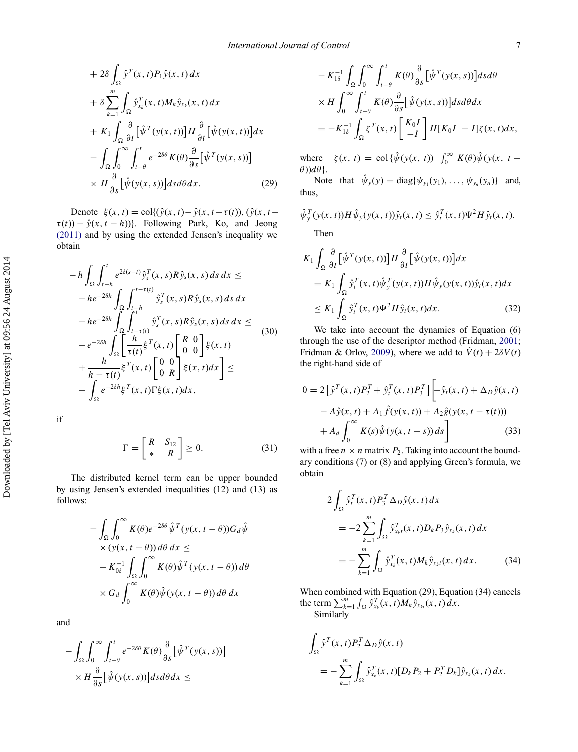$$
\begin{aligned}
&+ 2\delta \int_\Omega \hat{y}^T(x,t) P_1 \hat{y}(x,t)\,dx \\
&+ \delta \sum_{k=1}^m \int_\Omega \hat{y}_{x_k}^T(x,t) M_k \hat{y}_{x_k}(x,t)\,dx \\
&+ K_1 \int_\Omega \frac{\partial}{\partial t}\big[\hat{\psi}^T(y(x,t))\big] H \frac{\partial}{\partial t}\big[\hat{\psi}(y(x,t))\big] dx \\
&- \int_\Omega \int_0^\infty \int_{t-\theta}^t e^{-2\delta\theta} K(\theta) \frac{\partial}{\partial s}\big[\hat{\psi}^T(y(x,s))\big] \\
&\times H \frac{\partial}{\partial s}\big[\hat{\psi}(y(x,s))\big] ds\,d\theta\,dx. \qquad (29)
\end{aligned}
$$

Denote $\xi(x,t) = \mathrm{col}\{(\hat{y}(x,t) - \hat{y}(x,t-\tau(t))), (\hat{y}(x,t-\tau(t)) - \hat{y}(x,t-h))\}$. Following Park, Ko, and Jeong (2011) and by using the extended Jensen's inequality we obtain

$$
\begin{aligned}
&-h \int_\Omega \int_{t-h}^t e^{2\delta(s-t)} \hat{y}_s^T(x,s) R \hat{y}_s(x,s)\,ds\,dx \le \\
&-he^{-2\delta h} \int_\Omega \int_{t-h}^{t-\tau(t)} \hat{y}_s^T(x,s) R \hat{y}_s(x,s)\,ds\,dx \\
&-he^{-2\delta h} \int_\Omega \int_{t-\tau(t)}^{t} \hat{y}_s^T(x,s) R \hat{y}_s(x,s)\,ds\,dx \le \\
&-e^{-2\delta h} \int_\Omega \left[ \frac{h}{\tau(t)} \xi^T(x,t) \begin{bmatrix} R & 0 \\ 0 & 0 \end{bmatrix} \xi(x,t) \right. \\
&\left. + \frac{h}{h-\tau(t)} \xi^T(x,t) \begin{bmatrix} 0 & 0 \\ 0 & R \end{bmatrix} \xi(x,t) dx \right] \le \\
&- \int_\Omega e^{-2\delta h} \xi^T(x,t) \Gamma \xi(x,t) dx,
\end{aligned} \qquad (30)
$$

if

$$
\Gamma = \begin{bmatrix} R & S_{12} \\ * & R \end{bmatrix} \ge 0. \qquad (31)
$$

The distributed kernel term can be upper bounded by using Jensen's extended inequalities (12) and (13) as follows:

$$
\begin{aligned}
&- \int_\Omega \int_0^\infty K(\theta) e^{-2\delta\theta} \hat{\psi}^T(y(x,t-\theta)) G_d \hat{\psi} \\
&\times (y(x,t-\theta))\,d\theta\,dx \le \\
&- K_{0\delta}^{-1} \int_\Omega \int_0^\infty K(\theta) \hat{\psi}^T(y(x,t-\theta))\,d\theta \\
&\times G_d \int_0^\infty K(\theta) \hat{\psi}(y(x,t-\theta))\,d\theta\,dx
\end{aligned}
$$

and

$$
\begin{aligned}
&- \int_\Omega \int_0^\infty \int_{t-\theta}^t e^{-2\delta\theta} K(\theta) \frac{\partial}{\partial s}\big[\hat{\psi}^T(y(x,s))\big] \\
&\times H \frac{\partial}{\partial s}\big[\hat{\psi}(y(x,s))\big] ds\,d\theta\,dx \le \\
&- K_{1\delta}^{-1} \int_\Omega \int_0^\infty \int_{t-\theta}^t K(\theta) \frac{\partial}{\partial s}\big[\hat{\psi}^T(y(x,s))\big] ds\,d\theta \\
&\times H \int_0^\infty \int_{t-\theta}^t K(\theta) \frac{\partial}{\partial s}\big[\hat{\psi}(y(x,s))\big] ds\,d\theta\,dx \\
&= -K_{1\delta}^{-1} \int_\Omega \zeta^T(x,t) \begin{bmatrix} K_0 I \\ -I \end{bmatrix} H [K_0 I \;\; -I] \zeta(x,t) dx,
\end{aligned}
$$

where $\zeta(x,t) = \mathrm{col}\{\hat{\psi}(y(x,t)) \;\; \int_0^\infty K(\theta)\hat{\psi}(y(x,t-\theta))d\theta\}$.

Note that $\hat{\psi}_y(y) = \mathrm{diag}\{\psi_{y_1}(y_1), \ldots, \psi_{y_n}(y_n)\}$ and, thus,

$$
\hat{\psi}_y^T(y(x,t)) H \hat{\psi}_y(y(x,t)) \hat{y}_t(x,t) \le \hat{y}_t^T(x,t) \Psi^2 H \hat{y}_t(x,t).
$$

Then

$$
\begin{aligned}
&K_1 \int_\Omega \frac{\partial}{\partial t}\big[\hat{\psi}^T(y(x,t))\big] H \frac{\partial}{\partial t}\big[\hat{\psi}(y(x,t))\big] dx \\
&= K_1 \int_\Omega \hat{y}_t^T(x,t) \hat{\psi}_y^T(y(x,t)) H \hat{\psi}_y(y(x,t)) \hat{y}_t(x,t) dx \\
&\le K_1 \int_\Omega \hat{y}_t^T(x,t) \Psi^2 H \hat{y}_t(x,t) dx. \qquad (32)
\end{aligned}
$$

We take into account the dynamics of Equation (6) through the use of the descriptor method (Fridman, 2001; Fridman & Orlov, 2009), where we add to $\dot{V}(t) + 2\delta V(t)$ the right-hand side of

$$
\begin{aligned}
0 = 2\big[\hat{y}^T(x,t) P_2^T + \hat{y}_t^T(x,t) P_3^T\big] &\Big[ -\hat{y}_t(x,t) + \Delta_D \hat{y}(x,t) \\
&- A\hat{y}(x,t) + A_1 \hat{f}(y(x,t)) + A_2 \hat{g}(y(x,t-\tau(t))) \\
&+ A_d \int_0^\infty K(s) \hat{\psi}(y(x,t-s))\,ds \Big] \qquad (33)
\end{aligned}
$$

with a free $n \times n$ matrix $P_2$. Taking into account the boundary conditions (7) or (8) and applying Green's formula, we obtain

$$
\begin{aligned}
2 \int_\Omega \hat{y}_t^T(x,t) P_3^T \Delta_D \hat{y}(x,t)\,dx
&= -2 \sum_{k=1}^m \int_\Omega \hat{y}_{x_k t}^T(x,t) D_k P_3 \hat{y}_{x_k}(x,t)\,dx \\
&= - \sum_{k=1}^m \int_\Omega \hat{y}_{x_k}^T(x,t) M_k \hat{y}_{x_k t}(x,t)\,dx. \qquad (34)
\end{aligned}
$$

When combined with Equation (29), Equation (34) cancels the term $\sum_{k=1}^m \int_\Omega \hat{y}_{x_k}^T(x,t) M_k \hat{y}_{x_{kt}}(x,t)\,dx$.

Similarly

$$
\begin{aligned}
&\int_\Omega \hat{y}^T(x,t) P_2^T \Delta_D \hat{y}(x,t) \\
&= - \sum_{k=1}^m \int_\Omega \hat{y}_{x_k}^T(x,t) [D_k P_2 + P_2^T D_k] \hat{y}_{x_k}(x,t)\,dx.
\end{aligned}
$$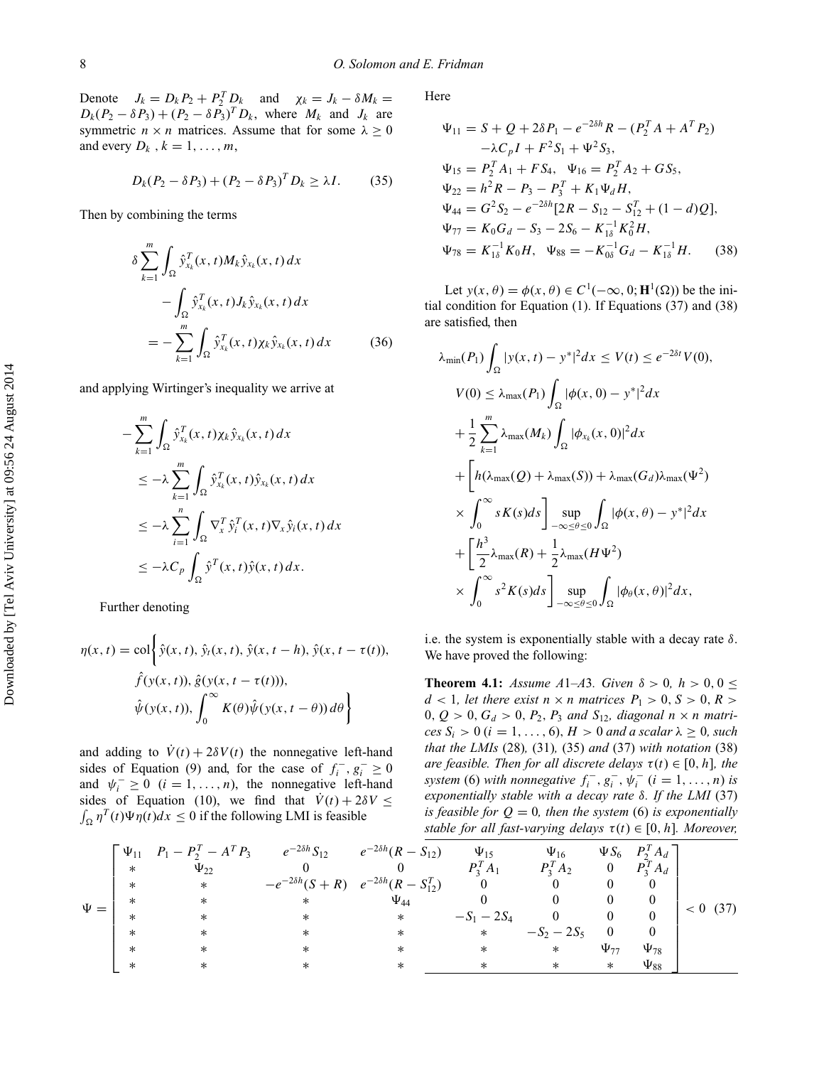Denote $J_k = D_k P_2 + P_2^T D_k$ and $\chi_k = J_k - \delta M_k = D_k(P_2 - \delta P_3) + (P_2 - \delta P_3)^T D_k$, where $M_k$ and $J_k$ are symmetric $n \times n$ matrices. Assume that for some $\lambda \geq 0$ and every $D_k$, $k = 1, \ldots, m$,

$$D_k(P_2 - \delta P_3) + (P_2 - \delta P_3)^T D_k \geq \lambda I. \tag{35}$$

Then by combining the terms

$$\begin{aligned}
&\delta \sum_{k=1}^{m} \int_\Omega \hat{y}_{x_k}^T(x,t) M_k \hat{y}_{x_k}(x,t)\, dx \\
&\quad - \int_\Omega \hat{y}_{x_k}^T(x,t) J_k \hat{y}_{x_k}(x,t)\, dx \\
&= - \sum_{k=1}^{m} \int_\Omega \hat{y}_{x_k}^T(x,t) \chi_k \hat{y}_{x_k}(x,t)\, dx
\end{aligned} \tag{36}$$

and applying Wirtinger's inequality we arrive at

$$\begin{aligned}
&- \sum_{k=1}^{m} \int_\Omega \hat{y}_{x_k}^T(x,t) \chi_k \hat{y}_{x_k}(x,t)\, dx \\
&\quad \leq -\lambda \sum_{k=1}^{m} \int_\Omega \hat{y}_{x_k}^T(x,t) \hat{y}_{x_k}(x,t)\, dx \\
&\quad \leq -\lambda \sum_{i=1}^{n} \int_\Omega \nabla_x^T \hat{y}_i^T(x,t) \nabla_x \hat{y}_i(x,t)\, dx \\
&\quad \leq -\lambda C_p \int_\Omega \hat{y}^T(x,t) \hat{y}(x,t)\, dx.
\end{aligned}$$

Further denoting

$$\begin{aligned}
\eta(x,t) = \mathrm{col}\Bigg\{ &\hat{y}(x,t),\, \hat{y}_t(x,t),\, \hat{y}(x,t-h),\, \hat{y}(x,t-\tau(t)), \\
&\hat{f}(y(x,t)),\, \hat{g}(y(x,t-\tau(t))), \\
&\hat{\psi}(y(x,t)),\, \int_0^\infty K(\theta) \hat{\psi}(y(x,t-\theta))\, d\theta \Bigg\}
\end{aligned}$$

and adding to $\dot{V}(t) + 2\delta V(t)$ the nonnegative left-hand sides of Equation (9) and, for the case of $f_i^-, g_i^- \geq 0$ and $\psi_i^- \geq 0$ $(i = 1, \ldots, n)$, the nonnegative left-hand sides of Equation (10), we find that $\dot{V}(t) + 2\delta V \leq \int_\Omega \eta^T(t) \Psi \eta(t) dx \leq 0$ if the following LMI is feasible

$$\Psi = \begin{bmatrix}
\Psi_{11} & P_1 - P_2^T - A^T P_3 & e^{-2\delta h} S_{12} & e^{-2\delta h}(R - S_{12}) & \Psi_{15} & \Psi_{16} & \Psi S_6 & P_2^T A_d \\
* & \Psi_{22} & 0 & 0 & P_3^T A_1 & P_3^T A_2 & 0 & P_3^T A_d \\
* & * & -e^{-2\delta h}(S + R) & e^{-2\delta h}(R - S_{12}^T) & 0 & 0 & 0 & 0 \\
* & * & * & \Psi_{44} & 0 & 0 & 0 & 0 \\
* & * & * & * & -S_1 - 2S_4 & 0 & 0 & 0 \\
* & * & * & * & * & -S_2 - 2S_5 & 0 & 0 \\
* & * & * & * & * & * & \Psi_{77} & \Psi_{78} \\
* & * & * & * & * & * & * & \Psi_{88}
\end{bmatrix} < 0 \tag{37}$$

Here

$$\begin{aligned}
\Psi_{11} &= S + Q + 2\delta P_1 - e^{-2\delta h} R - (P_2^T A + A^T P_2) \\
&\quad - \lambda C_p I + F^2 S_1 + \Psi^2 S_3, \\
\Psi_{15} &= P_2^T A_1 + F S_4, \quad \Psi_{16} = P_2^T A_2 + G S_5, \\
\Psi_{22} &= h^2 R - P_3 - P_3^T + K_1 \Psi_d H, \\
\Psi_{44} &= G^2 S_2 - e^{-2\delta h}[2R - S_{12} - S_{12}^T + (1-d)Q], \\
\Psi_{77} &= K_0 G_d - S_3 - 2S_6 - K_{1\delta}^{-1} K_0^2 H, \\
\Psi_{78} &= K_{1\delta}^{-1} K_0 H, \quad \Psi_{88} = -K_{0\delta}^{-1} G_d - K_{1\delta}^{-1} H.
\end{aligned} \tag{38}$$

Let $y(x,\theta) = \phi(x,\theta) \in C^1(-\infty, 0; \mathbf{H}^1(\Omega))$ be the initial condition for Equation (1). If Equations (37) and (38) are satisfied, then

$$\begin{aligned}
&\lambda_{\min}(P_1) \int_\Omega |y(x,t) - y^*|^2 dx \leq V(t) \leq e^{-2\delta t} V(0), \\
&V(0) \leq \lambda_{\max}(P_1) \int_\Omega |\phi(x,0) - y^*|^2 dx \\
&\quad + \frac{1}{2} \sum_{k=1}^{m} \lambda_{\max}(M_k) \int_\Omega |\phi_{x_k}(x,0)|^2 dx \\
&\quad + \Bigg[ h(\lambda_{\max}(Q) + \lambda_{\max}(S)) + \lambda_{\max}(G_d)\lambda_{\max}(\Psi^2) \\
&\quad \times \int_0^\infty s K(s) ds \Bigg] \sup_{-\infty \leq \theta \leq 0} \int_\Omega |\phi(x,\theta) - y^*|^2 dx \\
&\quad + \left[ \frac{h^3}{2} \lambda_{\max}(R) + \frac{1}{2} \lambda_{\max}(H \Psi^2) \right. \\
&\quad \left. \times \int_0^\infty s^2 K(s) ds \right] \sup_{-\infty \leq \theta \leq 0} \int_\Omega |\phi_\theta(x,\theta)|^2 dx,
\end{aligned}$$

i.e. the system is exponentially stable with a decay rate $\delta$. We have proved the following:

**Theorem 4.1:** *Assume A1–A3. Given $\delta > 0$, $h > 0$, $0 \leq d < 1$, let there exist $n \times n$ matrices $P_1 > 0$, $S > 0$, $R > 0$, $Q > 0$, $G_d > 0$, $P_2$, $P_3$ and $S_{12}$, diagonal $n \times n$ matrices $S_i > 0$ $(i = 1, \ldots, 6)$, $H > 0$ and a scalar $\lambda \geq 0$, such that the LMIs* (28), (31), (35) *and* (37) *with notation* (38) *are feasible. Then for all discrete delays $\tau(t) \in [0, h]$, the system* (6) *with nonnegative $f_i^-, g_i^-, \psi_i^-$ $(i = 1, \ldots, n)$ is exponentially stable with a decay rate $\delta$. If the LMI* (37) *is feasible for $Q = 0$, then the system* (6) *is exponentially stable for all fast-varying delays $\tau(t) \in [0, h]$. Moreover,*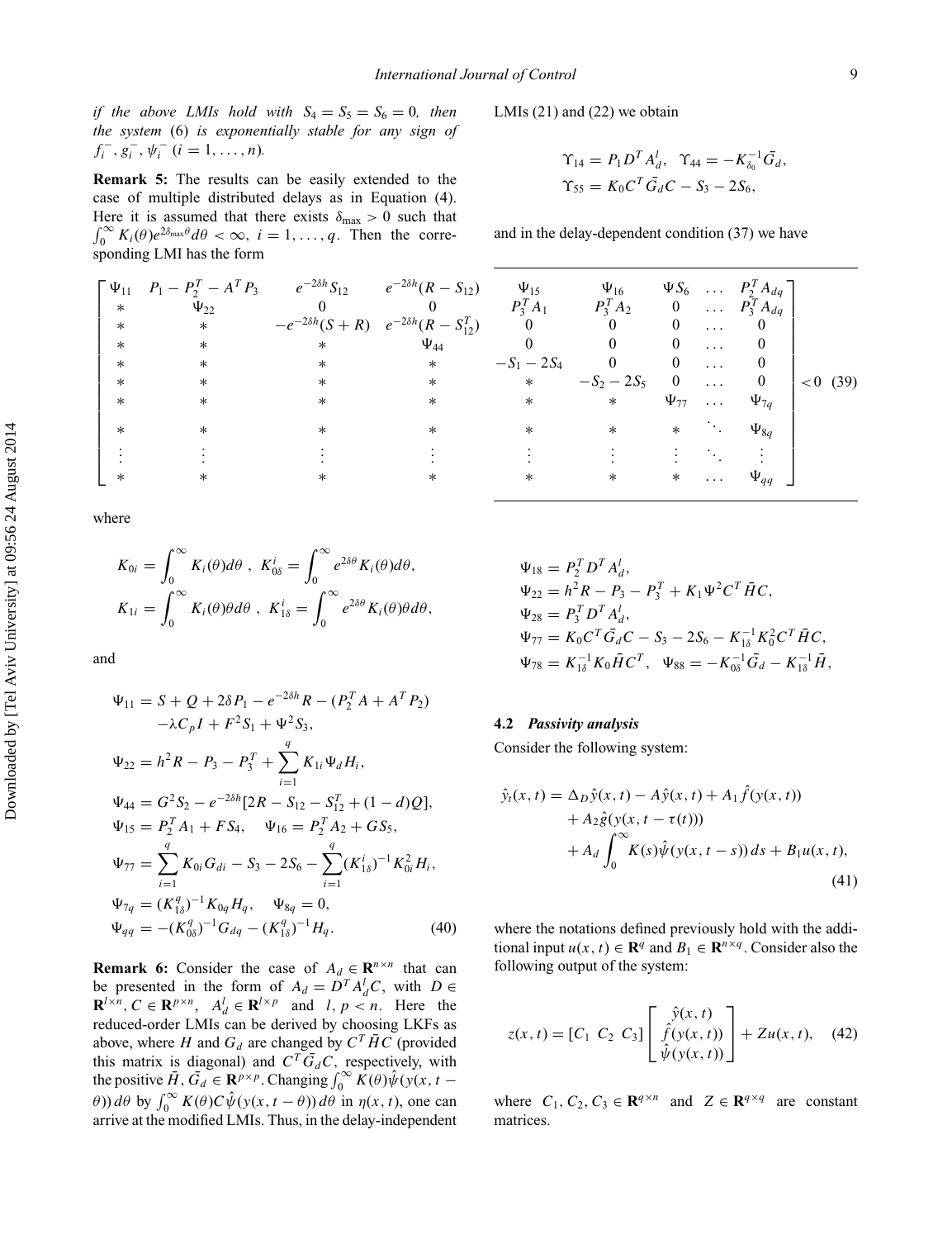*if the above LMIs hold with $S_4 = S_5 = S_6 = 0$, then the system* (6) *is exponentially stable for any sign of $f_i^-$, $g_i^-$, $\psi_i^-$ $(i = 1, \ldots, n)$.*

**Remark 5:** The results can be easily extended to the case of multiple distributed delays as in Equation (4). Here it is assumed that there exists $\delta_{\max} > 0$ such that $\int_0^\infty K_i(\theta) e^{2\delta_{\max}\theta} d\theta < \infty$, $i = 1, \ldots, q$. Then the corresponding LMI has the form

$$
\begin{bmatrix}
\Psi_{11} & P_1 - P_2^T - A^T P_3 & e^{-2\delta h} S_{12} & e^{-2\delta h}(R - S_{12}) & \Psi_{15} & \Psi_{16} & \Psi S_6 & \ldots & P_2^T A_{dq} \\
* & \Psi_{22} & 0 & 0 & P_3^T A_1 & P_3^T A_2 & 0 & \ldots & P_3^T A_{dq} \\
* & * & -e^{-2\delta h}(S + R) & e^{-2\delta h}(R - S_{12}^T) & 0 & 0 & 0 & \ldots & 0 \\
* & * & * & \Psi_{44} & 0 & 0 & 0 & \ldots & 0 \\
* & * & * & * & -S_1 - 2S_4 & 0 & 0 & \ldots & 0 \\
* & * & * & * & * & -S_2 - 2S_5 & 0 & \ldots & 0 \\
* & * & * & * & * & * & \Psi_{77} & \ldots & \Psi_{7q} \\
* & * & * & * & * & * & * & \ddots & \Psi_{8q} \\
\vdots & \vdots & \vdots & \vdots & \vdots & \vdots & \vdots & \ddots & \vdots \\
* & * & * & * & * & * & * & \ldots & \Psi_{qq}
\end{bmatrix} < 0 \quad (39)
$$

where

$$
K_{0i} = \int_0^\infty K_i(\theta) d\theta \ , \ K_{0\delta}^i = \int_0^\infty e^{2\delta\theta} K_i(\theta) d\theta,
$$
$$
K_{1i} = \int_0^\infty K_i(\theta)\theta d\theta \ , \ K_{1\delta}^i = \int_0^\infty e^{2\delta\theta} K_i(\theta)\theta d\theta,
$$

and

$$
\begin{aligned}
\Psi_{11} &= S + Q + 2\delta P_1 - e^{-2\delta h} R - (P_2^T A + A^T P_2) \\
&\quad - \lambda C_p I + F^2 S_1 + \Psi^2 S_3, \\
\Psi_{22} &= h^2 R - P_3 - P_3^T + \sum_{i=1}^{q} K_{1i} \Psi_d H_i, \\
\Psi_{44} &= G^2 S_2 - e^{-2\delta h}[2R - S_{12} - S_{12}^T + (1 - d)Q], \\
\Psi_{15} &= P_2^T A_1 + F S_4, \quad \Psi_{16} = P_2^T A_2 + G S_5, \\
\Psi_{77} &= \sum_{i=1}^{q} K_{0i} G_{di} - S_3 - 2S_6 - \sum_{i=1}^{q} (K_{1\delta}^i)^{-1} K_{0i}^2 H_i, \\
\Psi_{7q} &= (K_{1\delta}^q)^{-1} K_{0q} H_q, \quad \Psi_{8q} = 0, \\
\Psi_{qq} &= -(K_{0\delta}^q)^{-1} G_{dq} - (K_{1\delta}^q)^{-1} H_q.
\end{aligned} \quad (40)
$$

**Remark 6:** Consider the case of $A_d \in \mathbf{R}^{n\times n}$ that can be presented in the form of $A_d = D^T A_d^l C$, with $D \in \mathbf{R}^{l\times n}$, $C \in \mathbf{R}^{p\times n}$, $A_d^l \in \mathbf{R}^{l\times p}$ and $l, p < n$. Here the reduced-order LMIs can be derived by choosing LKFs as above, where $H$ and $G_d$ are changed by $C^T \bar{H} C$ (provided this matrix is diagonal) and $C^T \bar{G}_d C$, respectively, with the positive $\bar{H}, \bar{G}_d \in \mathbf{R}^{p\times p}$. Changing $\int_0^\infty K(\theta)\hat{\psi}(y(x, t - \theta))\, d\theta$ by $\int_0^\infty K(\theta) C \hat{\psi}(y(x, t - \theta))\, d\theta$ in $\eta(x, t)$, one can arrive at the modified LMIs. Thus, in the delay-independent LMIs (21) and (22) we obtain

$$
\Upsilon_{14} = P_1 D^T A_d^l, \quad \Upsilon_{44} = -K_{\delta_0}^{-1} \bar{G}_d,
$$
$$
\Upsilon_{55} = K_0 C^T \bar{G}_d C - S_3 - 2S_6,
$$

and in the delay-dependent condition (37) we have

$$
\begin{aligned}
\Psi_{18} &= P_2^T D^T A_d^l, \\
\Psi_{22} &= h^2 R - P_3 - P_3^T + K_1 \Psi^2 C^T \bar{H} C, \\
\Psi_{28} &= P_3^T D^T A_d^l, \\
\Psi_{77} &= K_0 C^T \bar{G}_d C - S_3 - 2S_6 - K_{1\delta}^{-1} K_0^2 C^T \bar{H} C, \\
\Psi_{78} &= K_{1\delta}^{-1} K_0 \bar{H} C^T, \quad \Psi_{88} = -K_{0\delta}^{-1} \bar{G}_d - K_{1\delta}^{-1} \bar{H},
\end{aligned}
$$

### 4.2 *Passivity analysis*

Consider the following system:

$$
\begin{aligned}
\hat{y}_t(x, t) &= \Delta_D \hat{y}(x, t) - A\hat{y}(x, t) + A_1 \hat{f}(y(x, t)) \\
&\quad + A_2 \hat{g}(y(x, t - \tau(t))) \\
&\quad + A_d \int_0^\infty K(s)\hat{\psi}(y(x, t - s))\, ds + B_1 u(x, t),
\end{aligned} \quad (41)
$$

where the notations defined previously hold with the additional input $u(x, t) \in \mathbf{R}^q$ and $B_1 \in \mathbf{R}^{n\times q}$. Consider also the following output of the system:

$$
z(x, t) = [C_1 \ C_2 \ C_3] \begin{bmatrix} \hat{y}(x, t) \\ \hat{f}(y(x, t)) \\ \hat{\psi}(y(x, t)) \end{bmatrix} + Z u(x, t), \quad (42)
$$

where $C_1, C_2, C_3 \in \mathbf{R}^{q\times n}$ and $Z \in \mathbf{R}^{q\times q}$ are constant matrices.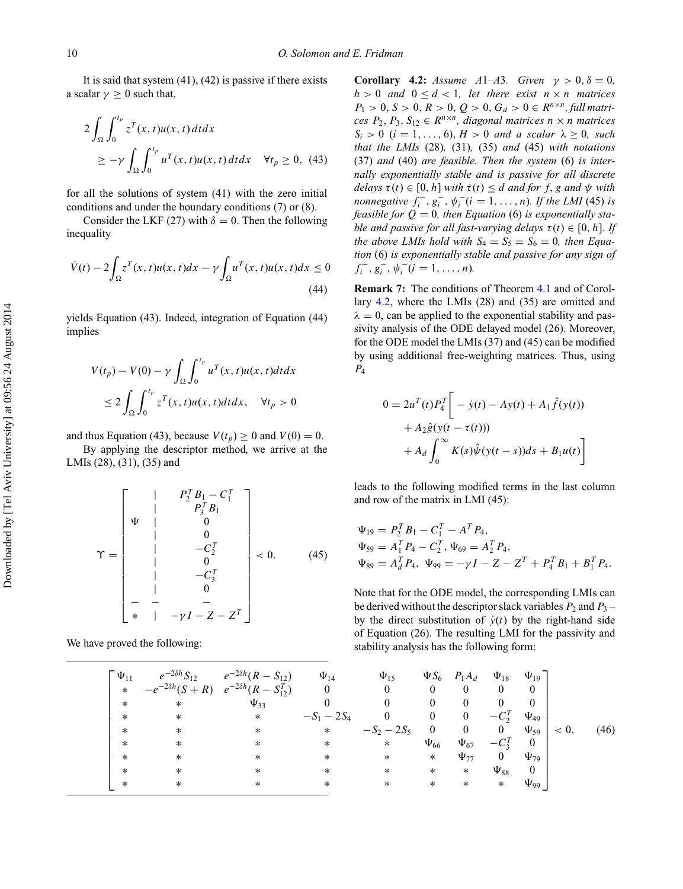It is said that system (41), (42) is passive if there exists a scalar $\gamma \geq 0$ such that,

$$2\int_{\Omega}\int_0^{t_p} z^T(x,t)u(x,t)\,dt\,dx \geq -\gamma \int_{\Omega}\int_0^{t_p} u^T(x,t)u(x,t)\,dt\,dx \quad \forall t_p \geq 0, \quad (43)$$

for all the solutions of system (41) with the zero initial conditions and under the boundary conditions (7) or (8).

Consider the LKF (27) with $\delta = 0$. Then the following inequality

$$\dot{V}(t) - 2\int_{\Omega} z^T(x,t)u(x,t)dx - \gamma \int_{\Omega} u^T(x,t)u(x,t)dx \leq 0 \quad (44)$$

yields Equation (43). Indeed, integration of Equation (44) implies

$$V(t_p) - V(0) - \gamma \int_{\Omega}\int_0^{t_p} u^T(x,t)u(x,t)dtdx \leq 2\int_{\Omega}\int_0^{t_p} z^T(x,t)u(x,t)dtdx, \quad \forall t_p > 0$$

and thus Equation (43), because $V(t_p) \geq 0$ and $V(0) = 0$.

By applying the descriptor method, we arrive at the LMIs (28), (31), (35) and

$$\Upsilon = \begin{bmatrix} & | & P_2^T B_1 - C_1^T \\ & | & P_3^T B_1 \\ \Psi & | & 0 \\ & | & 0 \\ & | & -C_2^T \\ & | & 0 \\ & | & -C_3^T \\ & | & 0 \\ - & - & - \\ * & | & -\gamma I - Z - Z^T \end{bmatrix} < 0. \quad (45)$$

We have proved the following:

**Corollary 4.2:** *Assume A1–A3. Given $\gamma > 0, \delta = 0$, $h > 0$ and $0 \leq d < 1$, let there exist $n \times n$ matrices $P_1 > 0, S > 0, R > 0, Q > 0, G_d > 0 \in R^{n\times n}$, full matrices $P_2, P_3, S_{12} \in R^{n\times n}$, diagonal matrices $n \times n$ matrices $S_i > 0$ $(i = 1, \ldots, 6)$, $H > 0$ and a scalar $\lambda \geq 0$, such that the LMIs* (28)*,* (31)*,* (35) *and* (45) *with notations* (37) *and* (40) *are feasible. Then the system* (6) *is internally exponentially stable and is passive for all discrete delays $\tau(t) \in [0, h]$ with $\dot{\tau}(t) \leq d$ and for $f$, $g$ and $\psi$ with nonnegative $f_i^-, g_i^-, \psi_i^-(i = 1, \ldots, n)$. If the LMI* (45) *is feasible for $Q = 0$, then Equation* (6) *is exponentially stable and passive for all fast-varying delays $\tau(t) \in [0, h]$. If the above LMIs hold with $S_4 = S_5 = S_6 = 0$, then Equation* (6) *is exponentially stable and passive for any sign of $f_i^-, g_i^-, \psi_i^-(i = 1, \ldots, n)$.*

**Remark 7:** The conditions of Theorem 4.1 and of Corollary 4.2, where the LMIs (28) and (35) are omitted and $\lambda = 0$, can be applied to the exponential stability and passivity analysis of the ODE delayed model (26). Moreover, for the ODE model the LMIs (37) and (45) can be modified by using additional free-weighting matrices. Thus, using $P_4$

$$0 = 2u^T(t)P_4^T\Big[-\dot{y}(t) - Ay(t) + A_1\hat{f}(y(t)) + A_2\hat{g}(y(t-\tau(t))) + A_d\int_0^{\infty} K(s)\hat{\psi}(y(t-s))ds + B_1u(t)\Big]$$

leads to the following modified terms in the last column and row of the matrix in LMI (45):

$$\Psi_{19} = P_2^T B_1 - C_1^T - A^T P_4,$$
$$\Psi_{59} = A_1^T P_4 - C_2^T,\ \Psi_{69} = A_2^T P_4,$$
$$\Psi_{89} = A_d^T P_4,\ \Psi_{99} = -\gamma I - Z - Z^T + P_4^T B_1 + B_1^T P_4.$$

Note that for the ODE model, the corresponding LMIs can be derived without the descriptor slack variables $P_2$ and $P_3$ – by the direct substitution of $\dot{y}(t)$ by the right-hand side of Equation (26). The resulting LMI for the passivity and stability analysis has the following form:

$$\begin{bmatrix} \Psi_{11} & e^{-2\delta h}S_{12} & e^{-2\delta h}(R - S_{12}) & \Psi_{14} & \Psi_{15} & \Psi S_6 & P_1 A_d & \Psi_{18} & \Psi_{19} \\ * & -e^{-2\delta h}(S+R) & e^{-2\delta h}(R - S_{12}^T) & 0 & 0 & 0 & 0 & 0 & 0 \\ * & * & \Psi_{33} & 0 & 0 & 0 & 0 & 0 & 0 \\ * & * & * & -S_1 - 2S_4 & 0 & 0 & 0 & -C_2^T & \Psi_{49} \\ * & * & * & * & -S_2 - 2S_5 & 0 & 0 & 0 & \Psi_{59} \\ * & * & * & * & * & \Psi_{66} & \Psi_{67} & -C_3^T & 0 \\ * & * & * & * & * & * & \Psi_{77} & 0 & \Psi_{79} \\ * & * & * & * & * & * & * & \Psi_{88} & 0 \\ * & * & * & * & * & * & * & * & \Psi_{99} \end{bmatrix} < 0, \quad (46)$$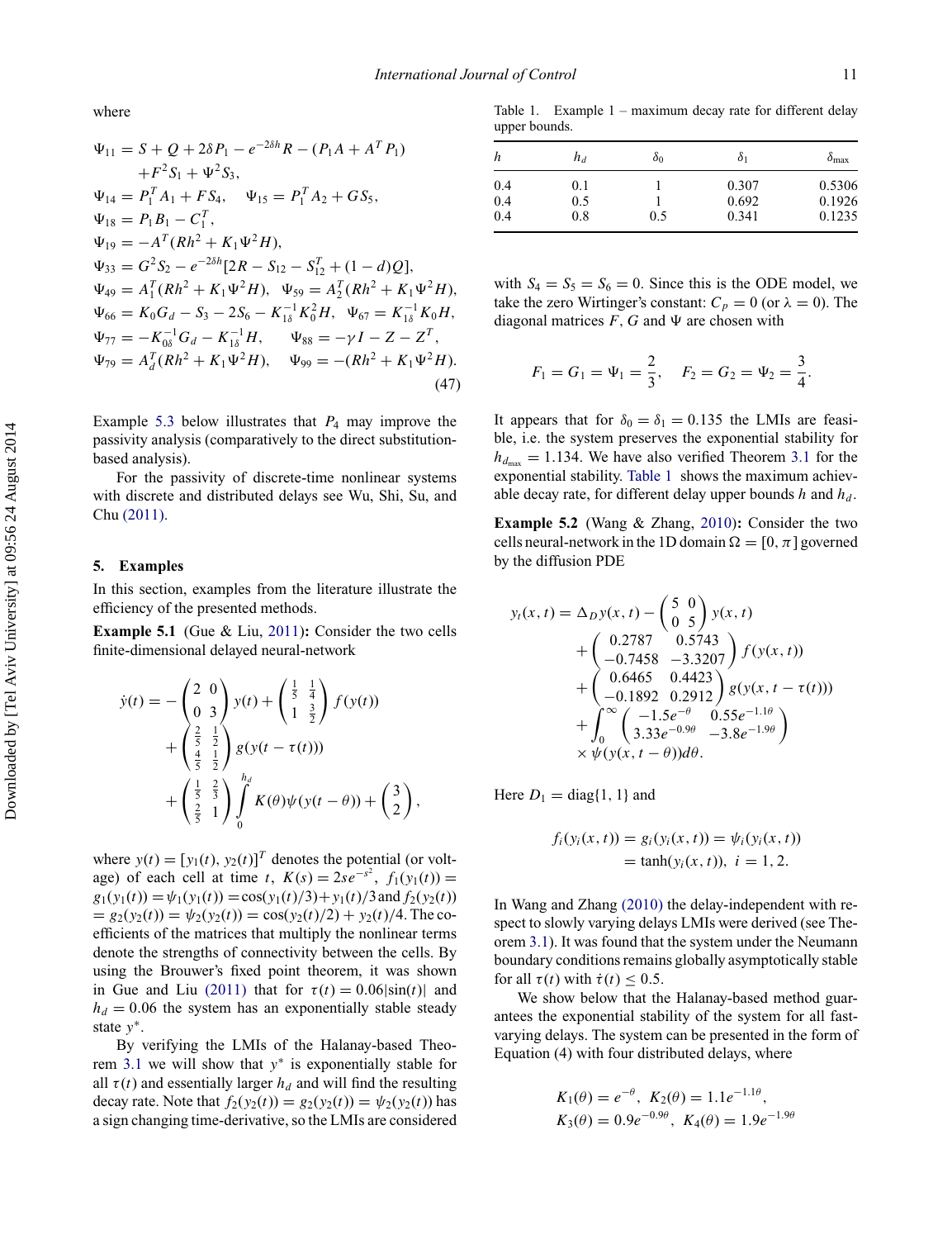where

$$
\begin{aligned}
\Psi_{11} &= S + Q + 2\delta P_1 - e^{-2\delta h} R - (P_1 A + A^T P_1) \\
&\quad + F^2 S_1 + \Psi^2 S_3, \\
\Psi_{14} &= P_1^T A_1 + F S_4, \quad \Psi_{15} = P_1^T A_2 + G S_5, \\
\Psi_{18} &= P_1 B_1 - C_1^T, \\
\Psi_{19} &= -A^T (R h^2 + K_1 \Psi^2 H), \\
\Psi_{33} &= G^2 S_2 - e^{-2\delta h}[2R - S_{12} - S_{12}^T + (1-d)Q], \\
\Psi_{49} &= A_1^T (R h^2 + K_1 \Psi^2 H), \quad \Psi_{59} = A_2^T (R h^2 + K_1 \Psi^2 H), \\
\Psi_{66} &= K_0 G_d - S_3 - 2S_6 - K_{1\delta}^{-1} K_0^2 H, \quad \Psi_{67} = K_{1\delta}^{-1} K_0 H, \\
\Psi_{77} &= -K_{0\delta}^{-1} G_d - K_{1\delta}^{-1} H, \qquad \Psi_{88} = -\gamma I - Z - Z^T, \\
\Psi_{79} &= A_d^T (R h^2 + K_1 \Psi^2 H), \quad \Psi_{99} = -(R h^2 + K_1 \Psi^2 H).
\end{aligned}
\tag{47}
$$

Example 5.3 below illustrates that $P_4$ may improve the passivity analysis (comparatively to the direct substitution-based analysis).

For the passivity of discrete-time nonlinear systems with discrete and distributed delays see Wu, Shi, Su, and Chu (2011).

## 5. Examples

In this section, examples from the literature illustrate the efficiency of the presented methods.

**Example 5.1** (Gue & Liu, 2011)**:** Consider the two cells finite-dimensional delayed neural-network

$$
\begin{aligned}
\dot{y}(t) = &-\begin{pmatrix} 2 & 0 \\ 0 & 3 \end{pmatrix} y(t) + \begin{pmatrix} \frac{1}{5} & \frac{1}{4} \\ 1 & \frac{3}{2} \end{pmatrix} f(y(t)) \\
&+ \begin{pmatrix} \frac{2}{5} & \frac{1}{2} \\ \frac{4}{5} & \frac{1}{2} \end{pmatrix} g(y(t-\tau(t))) \\
&+ \begin{pmatrix} \frac{1}{5} & \frac{2}{3} \\ \frac{2}{5} & 1 \end{pmatrix} \int_0^{h_d} K(\theta)\psi(y(t-\theta)) + \begin{pmatrix} 3 \\ 2 \end{pmatrix},
\end{aligned}
$$

where $y(t) = [y_1(t), y_2(t)]^T$ denotes the potential (or voltage) of each cell at time $t$, $K(s) = 2se^{-s^2}$, $f_1(y_1(t)) = g_1(y_1(t)) = \psi_1(y_1(t)) = \cos(y_1(t)/3) + y_1(t)/3$ and $f_2(y_2(t)) = g_2(y_2(t)) = \psi_2(y_2(t)) = \cos(y_2(t)/2) + y_2(t)/4$. The coefficients of the matrices that multiply the nonlinear terms denote the strengths of connectivity between the cells. By using the Brouwer's fixed point theorem, it was shown in Gue and Liu (2011) that for $\tau(t) = 0.06|\sin(t)|$ and $h_d = 0.06$ the system has an exponentially stable steady state $y^*$.

By verifying the LMIs of the Halanay-based Theorem 3.1 we will show that $y^*$ is exponentially stable for all $\tau(t)$ and essentially larger $h_d$ and will find the resulting decay rate. Note that $f_2(y_2(t)) = g_2(y_2(t)) = \psi_2(y_2(t))$ has a sign changing time-derivative, so the LMIs are considered with $S_4 = S_5 = S_6 = 0$. Since this is the ODE model, we take the zero Wirtinger's constant: $C_p = 0$ (or $\lambda = 0$). The diagonal matrices $F$, $G$ and $\Psi$ are chosen with

$$
F_1 = G_1 = \Psi_1 = \frac{2}{3}, \quad F_2 = G_2 = \Psi_2 = \frac{3}{4}.
$$

It appears that for $\delta_0 = \delta_1 = 0.135$ the LMIs are feasible, i.e. the system preserves the exponential stability for $h_{d_{\max}} = 1.134$. We have also verified Theorem 3.1 for the exponential stability. Table 1 shows the maximum achievable decay rate, for different delay upper bounds $h$ and $h_d$.

Table 1. Example 1 – maximum decay rate for different delay upper bounds.

| $h$ | $h_d$ | $\delta_0$ | $\delta_1$ | $\delta_{\max}$ |
|---|---|---|---|---|
| 0.4 | 0.1 | 1 | 0.307 | 0.5306 |
| 0.4 | 0.5 | 1 | 0.692 | 0.1926 |
| 0.4 | 0.8 | 0.5 | 0.341 | 0.1235 |

**Example 5.2** (Wang & Zhang, 2010)**:** Consider the two cells neural-network in the 1D domain $\Omega = [0, \pi]$ governed by the diffusion PDE

$$
\begin{aligned}
y_t(x,t) = &\Delta_D y(x,t) - \begin{pmatrix} 5 & 0 \\ 0 & 5 \end{pmatrix} y(x,t) \\
&+ \begin{pmatrix} 0.2787 & 0.5743 \\ -0.7458 & -3.3207 \end{pmatrix} f(y(x,t)) \\
&+ \begin{pmatrix} 0.6465 & 0.4423 \\ -0.1892 & 0.2912 \end{pmatrix} g(y(x, t-\tau(t))) \\
&+ \int_0^{\infty} \begin{pmatrix} -1.5e^{-\theta} & 0.55e^{-1.1\theta} \\ 3.33e^{-0.9\theta} & -3.8e^{-1.9\theta} \end{pmatrix} \\
&\times \psi(y(x, t-\theta)) d\theta.
\end{aligned}
$$

Here $D_1 = \mathrm{diag}\{1, 1\}$ and

$$
\begin{aligned}
f_i(y_i(x,t)) = g_i(y_i(x,t)) &= \psi_i(y_i(x,t)) \\
&= \tanh(y_i(x,t)), \; i = 1, 2.
\end{aligned}
$$

In Wang and Zhang (2010) the delay-independent with respect to slowly varying delays LMIs were derived (see Theorem 3.1). It was found that the system under the Neumann boundary conditions remains globally asymptotically stable for all $\tau(t)$ with $\dot{\tau}(t) \leq 0.5$.

We show below that the Halanay-based method guarantees the exponential stability of the system for all fast-varying delays. The system can be presented in the form of Equation (4) with four distributed delays, where

$$
\begin{aligned}
K_1(\theta) = e^{-\theta}, \; K_2(\theta) = 1.1e^{-1.1\theta}, \\
K_3(\theta) = 0.9e^{-0.9\theta}, \; K_4(\theta) = 1.9e^{-1.9\theta}
\end{aligned}
$$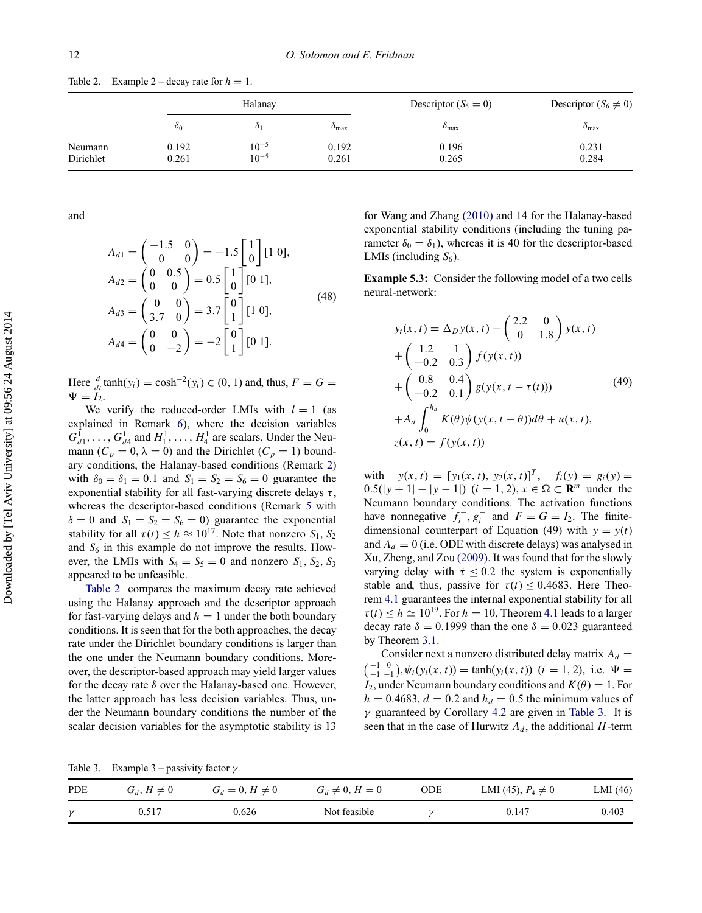Table 2. Example 2 – decay rate for $h = 1$.

| | Halanay | | | Descriptor ($S_6 = 0$) | Descriptor ($S_6 \neq 0$) |
|---|---|---|---|---|---|
| | $\delta_0$ | $\delta_1$ | $\delta_{\max}$ | $\delta_{\max}$ | $\delta_{\max}$ |
| Neumann | 0.192 | $10^{-5}$ | 0.192 | 0.196 | 0.231 |
| Dirichlet | 0.261 | $10^{-5}$ | 0.261 | 0.265 | 0.284 |

and

$$
\begin{aligned}
A_{d1} &= \begin{pmatrix} -1.5 & 0 \\ 0 & 0 \end{pmatrix} = -1.5 \begin{bmatrix} 1 \\ 0 \end{bmatrix} [1\ 0], \\
A_{d2} &= \begin{pmatrix} 0 & 0.5 \\ 0 & 0 \end{pmatrix} = 0.5 \begin{bmatrix} 1 \\ 0 \end{bmatrix} [0\ 1], \\
A_{d3} &= \begin{pmatrix} 0 & 0 \\ 3.7 & 0 \end{pmatrix} = 3.7 \begin{bmatrix} 0 \\ 1 \end{bmatrix} [1\ 0], \\
A_{d4} &= \begin{pmatrix} 0 & 0 \\ 0 & -2 \end{pmatrix} = -2 \begin{bmatrix} 0 \\ 1 \end{bmatrix} [0\ 1].
\end{aligned} \tag{48}
$$

Here $\frac{d}{dt}\tanh(y_i) = \cosh^{-2}(y_i) \in (0, 1)$ and, thus, $F = G = \Psi = I_2$.

We verify the reduced-order LMIs with $l = 1$ (as explained in Remark 6), where the decision variables $G_{d1}^1, \ldots, G_{d4}^1$ and $H_1^1, \ldots, H_4^1$ are scalars. Under the Neumann ($C_p = 0$, $\lambda = 0$) and the Dirichlet ($C_p = 1$) boundary conditions, the Halanay-based conditions (Remark 2) with $\delta_0 = \delta_1 = 0.1$ and $S_1 = S_2 = S_6 = 0$ guarantee the exponential stability for all fast-varying discrete delays $\tau$, whereas the descriptor-based conditions (Remark 5 with $\delta = 0$ and $S_1 = S_2 = S_6 = 0$) guarantee the exponential stability for all $\tau(t) \leq h \approx 10^{17}$. Note that nonzero $S_1$, $S_2$ and $S_6$ in this example do not improve the results. However, the LMIs with $S_4 = S_5 = 0$ and nonzero $S_1$, $S_2$, $S_3$ appeared to be unfeasible.

Table 2 compares the maximum decay rate achieved using the Halanay approach and the descriptor approach for fast-varying delays and $h = 1$ under the both boundary conditions. It is seen that for the both approaches, the decay rate under the Dirichlet boundary conditions is larger than the one under the Neumann boundary conditions. Moreover, the descriptor-based approach may yield larger values for the decay rate $\delta$ over the Halanay-based one. However, the latter approach has less decision variables. Thus, under the Neumann boundary conditions the number of the scalar decision variables for the asymptotic stability is 13 for Wang and Zhang (2010) and 14 for the Halanay-based exponential stability conditions (including the tuning parameter $\delta_0 = \delta_1$), whereas it is 40 for the descriptor-based LMIs (including $S_6$).

**Example 5.3:** Consider the following model of a two cells neural-network:

$$
\begin{aligned}
y_t(x,t) &= \Delta_D y(x,t) - \begin{pmatrix} 2.2 & 0 \\ 0 & 1.8 \end{pmatrix} y(x,t) \\
&+ \begin{pmatrix} 1.2 & 1 \\ -0.2 & 0.3 \end{pmatrix} f(y(x,t)) \\
&+ \begin{pmatrix} 0.8 & 0.4 \\ -0.2 & 0.1 \end{pmatrix} g(y(x,t-\tau(t))) \\
&+ A_d \int_0^{h_d} K(\theta)\psi(y(x,t-\theta))d\theta + u(x,t), \\
z(x,t) &= f(y(x,t))
\end{aligned} \tag{49}
$$

with $y(x,t) = [y_1(x,t),\ y_2(x,t)]^T$, $f_i(y) = g_i(y) = 0.5(|y+1| - |y-1|)$ $(i = 1, 2)$, $x \in \Omega \subset \mathbf{R}^m$ under the Neumann boundary conditions. The activation functions have nonnegative $f_i^-$, $g_i^-$ and $F = G = I_2$. The finite-dimensional counterpart of Equation (49) with $y = y(t)$ and $A_d = 0$ (i.e. ODE with discrete delays) was analysed in Xu, Zheng, and Zou (2009). It was found that for the slowly varying delay with $\dot{\tau} \leq 0.2$ the system is exponentially stable and, thus, passive for $\tau(t) \leq 0.4683$. Here Theorem 4.1 guarantees the internal exponential stability for all $\tau(t) \leq h \simeq 10^{19}$. For $h = 10$, Theorem 4.1 leads to a larger decay rate $\delta = 0.1999$ than the one $\delta = 0.023$ guaranteed by Theorem 3.1.

Consider next a nonzero distributed delay matrix $A_d = \begin{pmatrix} -1 & 0 \\ -1 & -1 \end{pmatrix}$, $\psi_i(y_i(x,t)) = \tanh(y_i(x,t))$ $(i = 1, 2)$, i.e. $\Psi = I_2$, under Neumann boundary conditions and $K(\theta) = 1$. For $h = 0.4683$, $d = 0.2$ and $h_d = 0.5$ the minimum values of $\gamma$ guaranteed by Corollary 4.2 are given in Table 3. It is seen that in the case of Hurwitz $A_d$, the additional $H$-term

Table 3. Example 3 – passivity factor $\gamma$.

| PDE | $G_d$, $H \neq 0$ | $G_d = 0$, $H \neq 0$ | $G_d \neq 0$, $H = 0$ | ODE | LMI (45), $P_4 \neq 0$ | LMI (46) |
|---|---|---|---|---|---|---|
| $\gamma$ | 0.517 | 0.626 | Not feasible | $\gamma$ | 0.147 | 0.403 |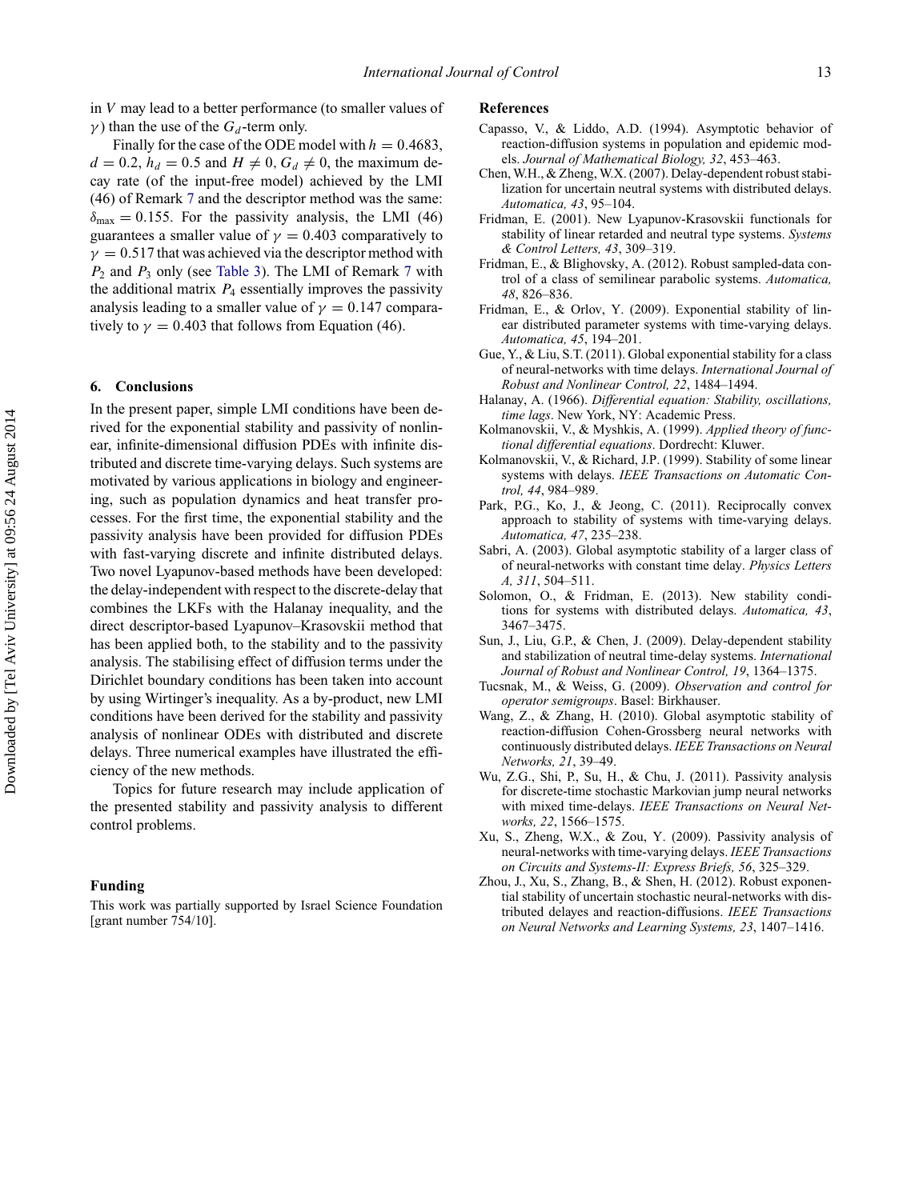in $V$ may lead to a better performance (to smaller values of $\gamma$) than the use of the $G_d$-term only.

Finally for the case of the ODE model with $h = 0.4683$, $d = 0.2$, $h_d = 0.5$ and $H \neq 0$, $G_d \neq 0$, the maximum decay rate (of the input-free model) achieved by the LMI (46) of Remark 7 and the descriptor method was the same: $\delta_{\max} = 0.155$. For the passivity analysis, the LMI (46) guarantees a smaller value of $\gamma = 0.403$ comparatively to $\gamma = 0.517$ that was achieved via the descriptor method with $P_2$ and $P_3$ only (see Table 3). The LMI of Remark 7 with the additional matrix $P_4$ essentially improves the passivity analysis leading to a smaller value of $\gamma = 0.147$ comparatively to $\gamma = 0.403$ that follows from Equation (46).

## 6. Conclusions

In the present paper, simple LMI conditions have been derived for the exponential stability and passivity of nonlinear, infinite-dimensional diffusion PDEs with infinite distributed and discrete time-varying delays. Such systems are motivated by various applications in biology and engineering, such as population dynamics and heat transfer processes. For the first time, the exponential stability and the passivity analysis have been provided for diffusion PDEs with fast-varying discrete and infinite distributed delays. Two novel Lyapunov-based methods have been developed: the delay-independent with respect to the discrete-delay that combines the LKFs with the Halanay inequality, and the direct descriptor-based Lyapunov–Krasovskii method that has been applied both, to the stability and to the passivity analysis. The stabilising effect of diffusion terms under the Dirichlet boundary conditions has been taken into account by using Wirtinger's inequality. As a by-product, new LMI conditions have been derived for the stability and passivity analysis of nonlinear ODEs with distributed and discrete delays. Three numerical examples have illustrated the efficiency of the new methods.

Topics for future research may include application of the presented stability and passivity analysis to different control problems.

## Funding

This work was partially supported by Israel Science Foundation [grant number 754/10].

## References

Capasso, V., & Liddo, A.D. (1994). Asymptotic behavior of reaction-diffusion systems in population and epidemic models. *Journal of Mathematical Biology, 32*, 453–463.

Chen, W.H., & Zheng, W.X. (2007). Delay-dependent robust stabilization for uncertain neutral systems with distributed delays. *Automatica, 43*, 95–104.

Fridman, E. (2001). New Lyapunov-Krasovskii functionals for stability of linear retarded and neutral type systems. *Systems & Control Letters, 43*, 309–319.

Fridman, E., & Blighovsky, A. (2012). Robust sampled-data control of a class of semilinear parabolic systems. *Automatica, 48*, 826–836.

Fridman, E., & Orlov, Y. (2009). Exponential stability of linear distributed parameter systems with time-varying delays. *Automatica, 45*, 194–201.

Gue, Y., & Liu, S.T. (2011). Global exponential stability for a class of neural-networks with time delays. *International Journal of Robust and Nonlinear Control, 22*, 1484–1494.

Halanay, A. (1966). *Differential equation: Stability, oscillations, time lags*. New York, NY: Academic Press.

Kolmanovskii, V., & Myshkis, A. (1999). *Applied theory of functional differential equations*. Dordrecht: Kluwer.

Kolmanovskii, V., & Richard, J.P. (1999). Stability of some linear systems with delays. *IEEE Transactions on Automatic Control, 44*, 984–989.

Park, P.G., Ko, J., & Jeong, C. (2011). Reciprocally convex approach to stability of systems with time-varying delays. *Automatica, 47*, 235–238.

Sabri, A. (2003). Global asymptotic stability of a larger class of of neural-networks with constant time delay. *Physics Letters A, 311*, 504–511.

Solomon, O., & Fridman, E. (2013). New stability conditions for systems with distributed delays. *Automatica, 43*, 3467–3475.

Sun, J., Liu, G.P., & Chen, J. (2009). Delay-dependent stability and stabilization of neutral time-delay systems. *International Journal of Robust and Nonlinear Control, 19*, 1364–1375.

Tucsnak, M., & Weiss, G. (2009). *Observation and control for operator semigroups*. Basel: Birkhauser.

Wang, Z., & Zhang, H. (2010). Global asymptotic stability of reaction-diffusion Cohen-Grossberg neural networks with continuously distributed delays. *IEEE Transactions on Neural Networks, 21*, 39–49.

Wu, Z.G., Shi, P., Su, H., & Chu, J. (2011). Passivity analysis for discrete-time stochastic Markovian jump neural networks with mixed time-delays. *IEEE Transactions on Neural Networks, 22*, 1566–1575.

Xu, S., Zheng, W.X., & Zou, Y. (2009). Passivity analysis of neural-networks with time-varying delays. *IEEE Transactions on Circuits and Systems-II: Express Briefs, 56*, 325–329.

Zhou, J., Xu, S., Zhang, B., & Shen, H. (2012). Robust exponential stability of uncertain stochastic neural-networks with distributed delayes and reaction-diffusions. *IEEE Transactions on Neural Networks and Learning Systems, 23*, 1407–1416.